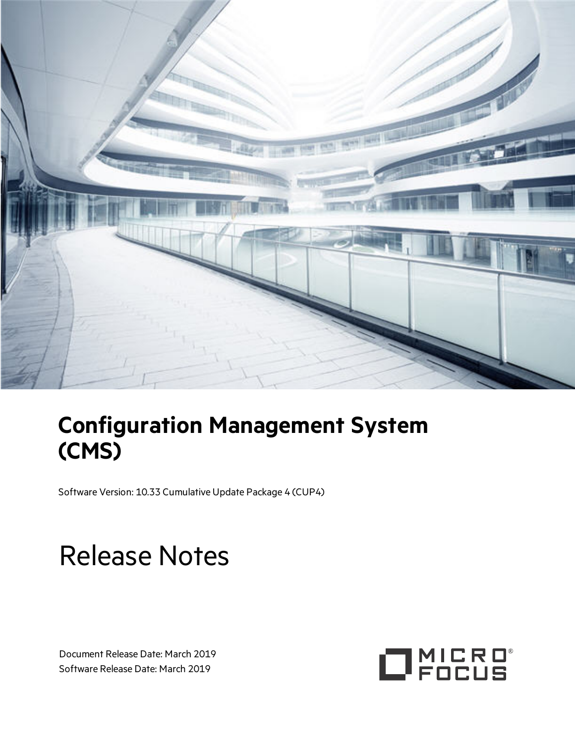# Configuration Management System (CMS)

Software Version: 10.33 Cumulative Update Package 4 (CUP4)

# Release Notes

Document Release Date: March 2019
Software Release Date: March 2019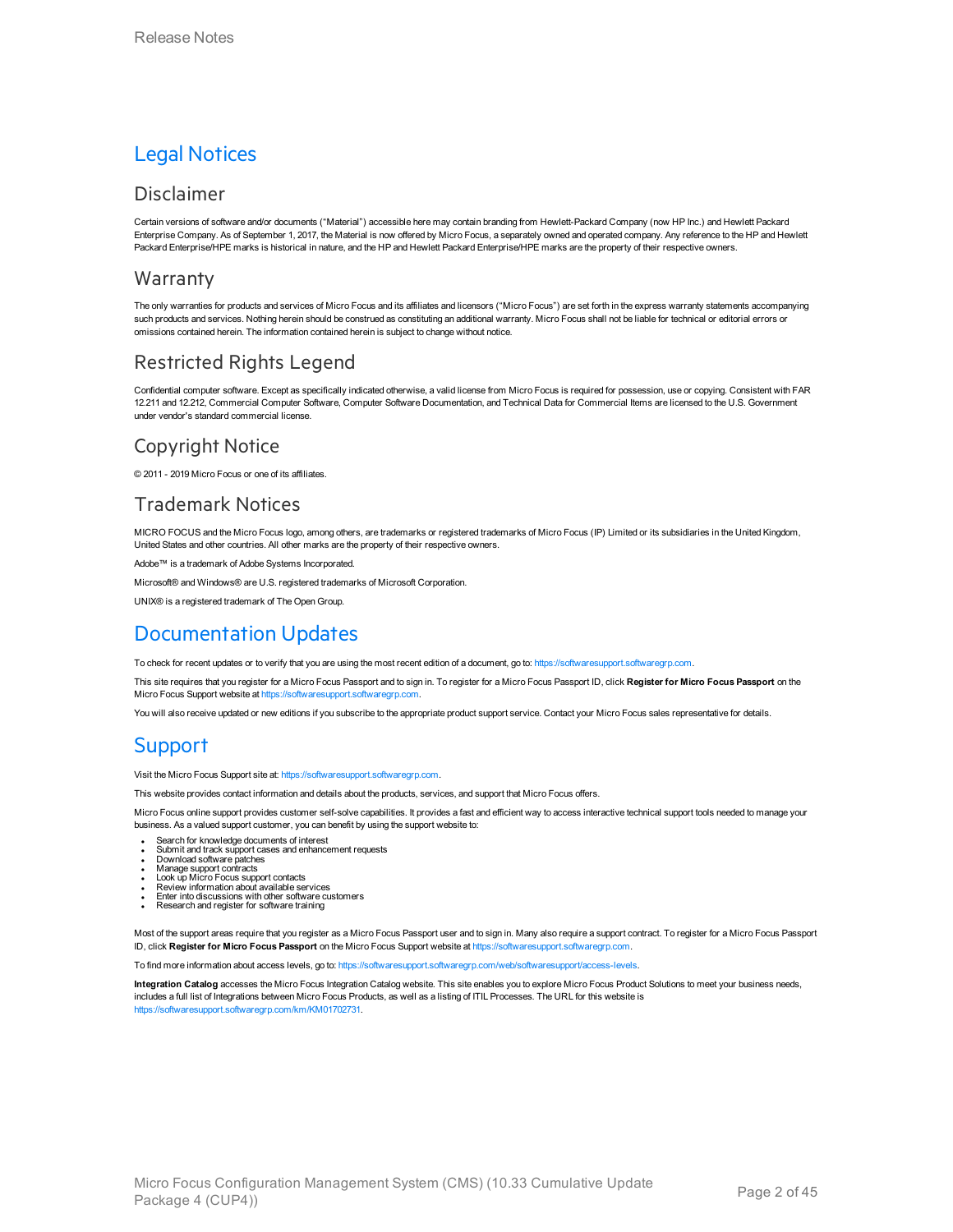# Legal Notices

## Disclaimer

Certain versions of software and/or documents (“Material”) accessible here may contain branding from Hewlett-Packard Company (now HP Inc.) and Hewlett Packard Enterprise Company. As of September 1, 2017, the Material is now offered by Micro Focus, a separately owned and operated company. Any reference to the HP and Hewlett Packard Enterprise/HPE marks is historical in nature, and the HP and Hewlett Packard Enterprise/HPE marks are the property of their respective owners.

## Warranty

The only warranties for products and services of Micro Focus and its affiliates and licensors (“Micro Focus”) are set forth in the express warranty statements accompanying such products and services. Nothing herein should be construed as constituting an additional warranty. Micro Focus shall not be liable for technical or editorial errors or omissions contained herein. The information contained herein is subject to change without notice.

## Restricted Rights Legend

Confidential computer software. Except as specifically indicated otherwise, a valid license from Micro Focus is required for possession, use or copying. Consistent with FAR 12.211 and 12.212, Commercial Computer Software, Computer Software Documentation, and Technical Data for Commercial Items are licensed to the U.S. Government under vendor's standard commercial license.

## Copyright Notice

© 2011 - 2019 Micro Focus or one of its affiliates.

## Trademark Notices

MICRO FOCUS and the Micro Focus logo, among others, are trademarks or registered trademarks of Micro Focus (IP) Limited or its subsidiaries in the United Kingdom, United States and other countries. All other marks are the property of their respective owners.

Adobe™ is a trademark of Adobe Systems Incorporated.

Microsoft® and Windows® are U.S. registered trademarks of Microsoft Corporation.

UNIX® is a registered trademark of The Open Group.

# Documentation Updates

To check for recent updates or to verify that you are using the most recent edition of a document, go to: https://softwaresupport.softwaregrp.com.

This site requires that you register for a Micro Focus Passport and to sign in. To register for a Micro Focus Passport ID, click **Register for Micro Focus Passport** on the Micro Focus Support website at https://softwaresupport.softwaregrp.com.

You will also receive updated or new editions if you subscribe to the appropriate product support service. Contact your Micro Focus sales representative for details.

# Support

Visit the Micro Focus Support site at: https://softwaresupport.softwaregrp.com.

This website provides contact information and details about the products, services, and support that Micro Focus offers.

Micro Focus online support provides customer self-solve capabilities. It provides a fast and efficient way to access interactive technical support tools needed to manage your business. As a valued support customer, you can benefit by using the support website to:

- Search for knowledge documents of interest
- Submit and track support cases and enhancement requests
- Download software patches
- Manage support contracts
- Look up Micro Focus support contacts
- Review information about available services
- Enter into discussions with other software customers
- Research and register for software training

Most of the support areas require that you register as a Micro Focus Passport user and to sign in. Many also require a support contract. To register for a Micro Focus Passport ID, click **Register for Micro Focus Passport** on the Micro Focus Support website at https://softwaresupport.softwaregrp.com.

To find more information about access levels, go to: https://softwaresupport.softwaregrp.com/web/softwaresupport/access-levels.

**Integration Catalog** accesses the Micro Focus Integration Catalog website. This site enables you to explore Micro Focus Product Solutions to meet your business needs, includes a full list of Integrations between Micro Focus Products, as well as a listing of ITIL Processes. The URL for this website is https://softwaresupport.softwaregrp.com/km/KM01702731.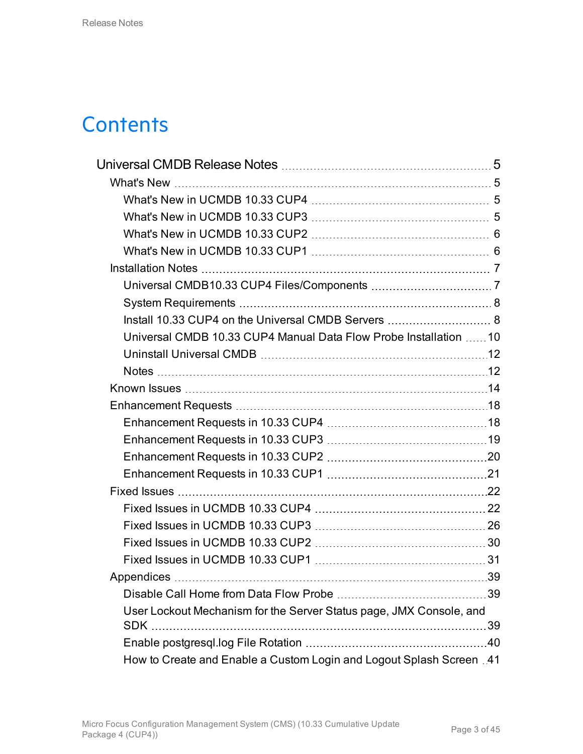# Contents

- Universal CMDB Release Notes 5
  - What's New 5
    - What's New in UCMDB 10.33 CUP4 5
    - What's New in UCMDB 10.33 CUP3 5
    - What's New in UCMDB 10.33 CUP2 6
    - What's New in UCMDB 10.33 CUP1 6
  - Installation Notes 7
    - Universal CMDB10.33 CUP4 Files/Components 7
    - System Requirements 8
    - Install 10.33 CUP4 on the Universal CMDB Servers 8
    - Universal CMDB 10.33 CUP4 Manual Data Flow Probe Installation 10
    - Uninstall Universal CMDB 12
    - Notes 12
  - Known Issues 14
  - Enhancement Requests 18
    - Enhancement Requests in 10.33 CUP4 18
    - Enhancement Requests in 10.33 CUP3 19
    - Enhancement Requests in 10.33 CUP2 20
    - Enhancement Requests in 10.33 CUP1 21
  - Fixed Issues 22
    - Fixed Issues in UCMDB 10.33 CUP4 22
    - Fixed Issues in UCMDB 10.33 CUP3 26
    - Fixed Issues in UCMDB 10.33 CUP2 30
    - Fixed Issues in UCMDB 10.33 CUP1 31
  - Appendices 39
    - Disable Call Home from Data Flow Probe 39
    - User Lockout Mechanism for the Server Status page, JMX Console, and SDK 39
    - Enable postgresql.log File Rotation 40
    - How to Create and Enable a Custom Login and Logout Splash Screen 41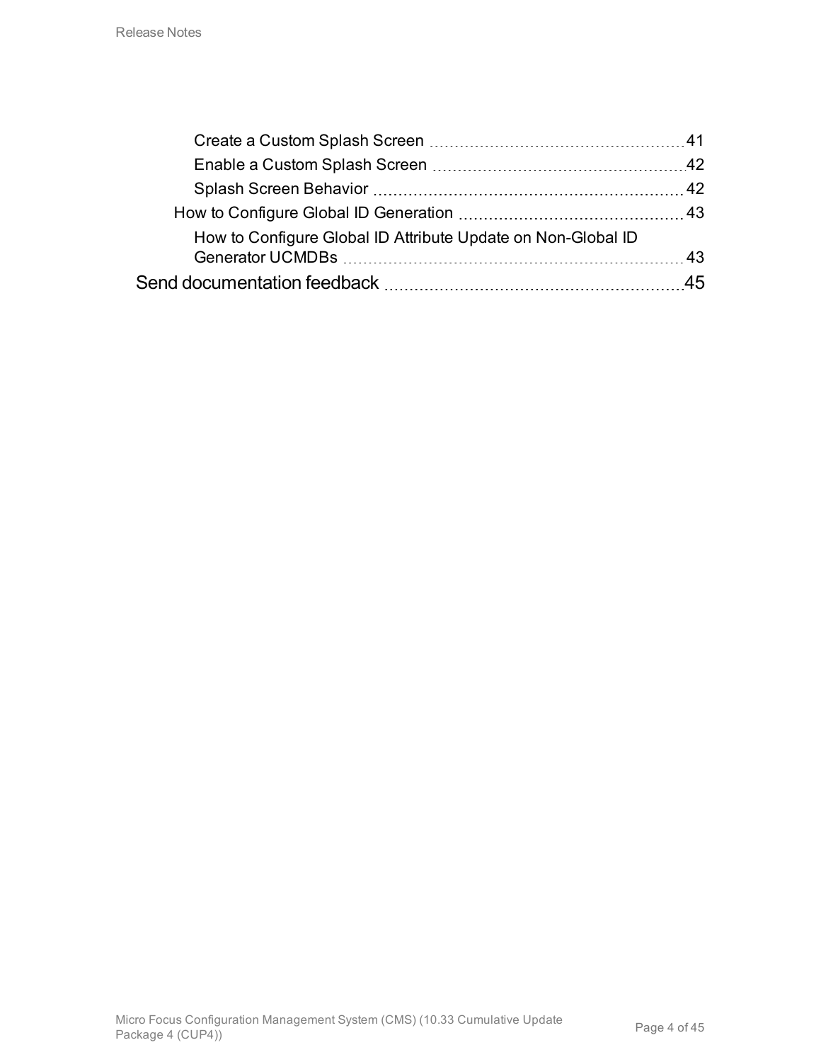- Create a Custom Splash Screen 41
- Enable a Custom Splash Screen 42
- Splash Screen Behavior 42
- How to Configure Global ID Generation 43
  - How to Configure Global ID Attribute Update on Non-Global ID Generator UCMDBs 43

Send documentation feedback 45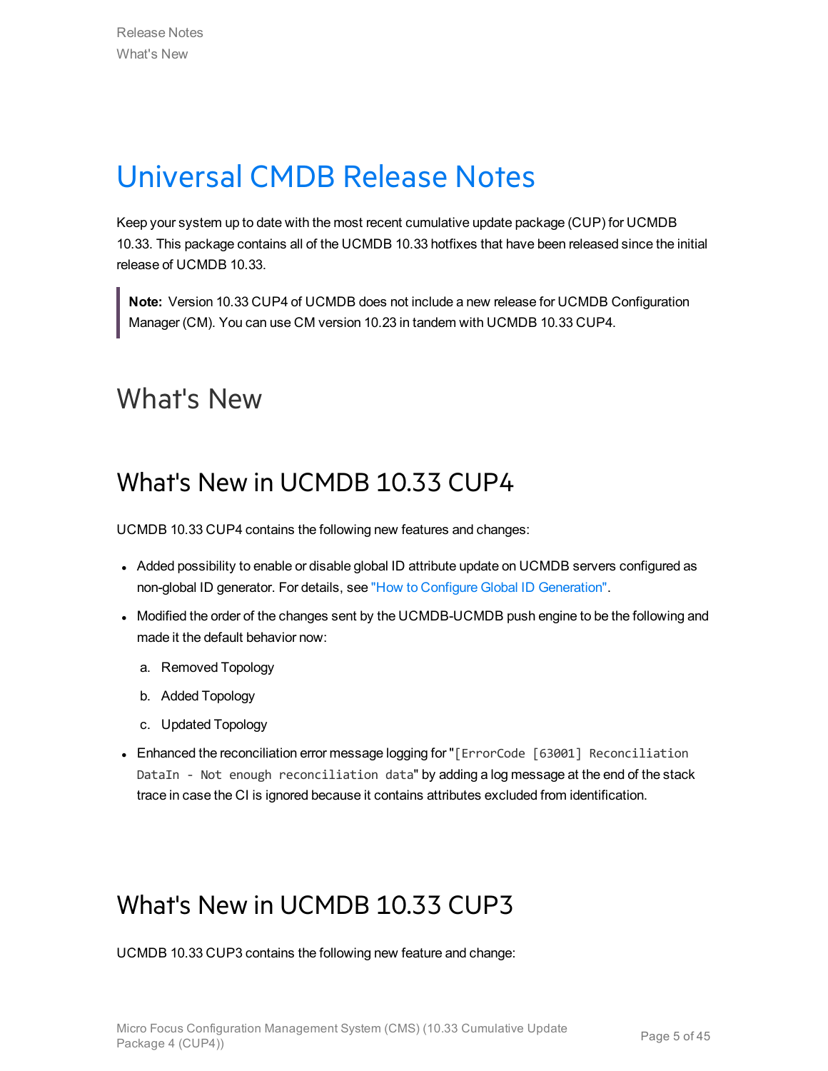# Universal CMDB Release Notes

Keep your system up to date with the most recent cumulative update package (CUP) for UCMDB 10.33. This package contains all of the UCMDB 10.33 hotfixes that have been released since the initial release of UCMDB 10.33.

> **Note:** Version 10.33 CUP4 of UCMDB does not include a new release for UCMDB Configuration Manager (CM). You can use CM version 10.23 in tandem with UCMDB 10.33 CUP4.

# What's New

## What's New in UCMDB 10.33 CUP4

UCMDB 10.33 CUP4 contains the following new features and changes:

- Added possibility to enable or disable global ID attribute update on UCMDB servers configured as non-global ID generator. For details, see "How to Configure Global ID Generation".
- Modified the order of the changes sent by the UCMDB-UCMDB push engine to be the following and made it the default behavior now:
  a. Removed Topology
  b. Added Topology
  c. Updated Topology
- Enhanced the reconciliation error message logging for "`[ErrorCode [63001] Reconciliation DataIn - Not enough reconciliation data`" by adding a log message at the end of the stack trace in case the CI is ignored because it contains attributes excluded from identification.

## What's New in UCMDB 10.33 CUP3

UCMDB 10.33 CUP3 contains the following new feature and change: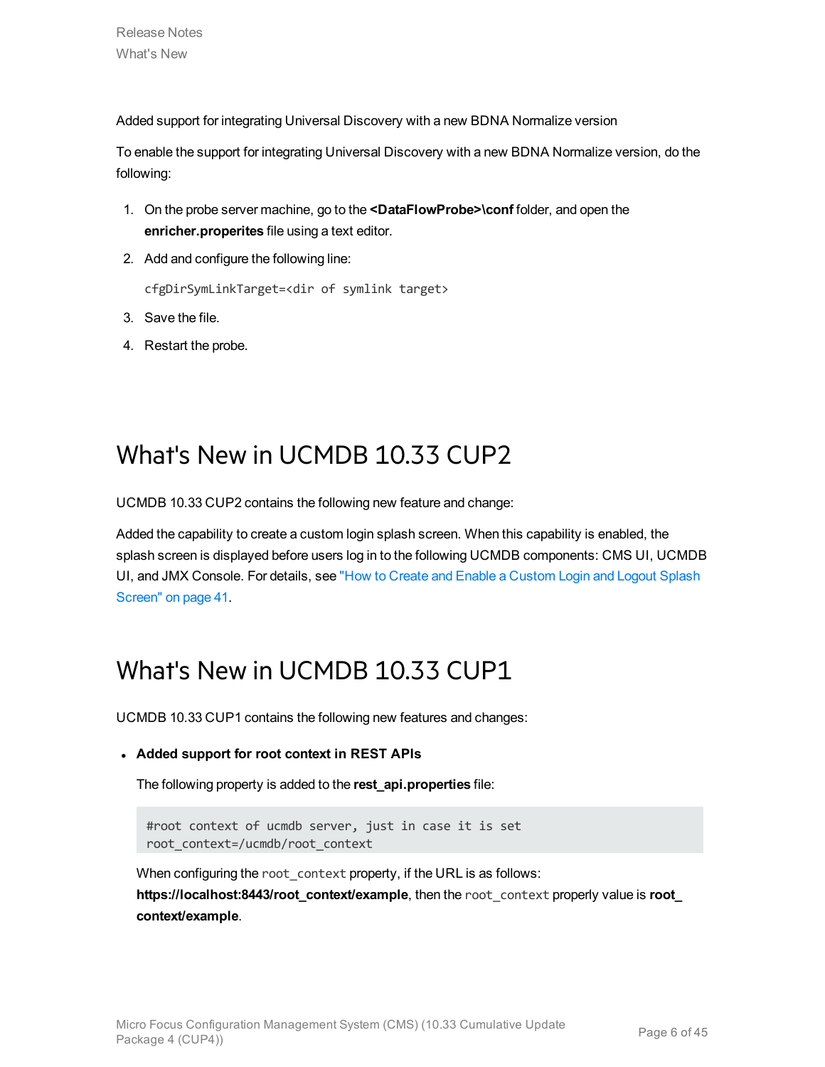Added support for integrating Universal Discovery with a new BDNA Normalize version

To enable the support for integrating Universal Discovery with a new BDNA Normalize version, do the following:

1. On the probe server machine, go to the **<DataFlowProbe>\conf** folder, and open the **enricher.properites** file using a text editor.
2. Add and configure the following line:

   ```
   cfgDirSymLinkTarget=<dir of symlink target>
   ```

3. Save the file.
4. Restart the probe.

# What's New in UCMDB 10.33 CUP2

UCMDB 10.33 CUP2 contains the following new feature and change:

Added the capability to create a custom login splash screen. When this capability is enabled, the splash screen is displayed before users log in to the following UCMDB components: CMS UI, UCMDB UI, and JMX Console. For details, see "How to Create and Enable a Custom Login and Logout Splash Screen" on page 41.

# What's New in UCMDB 10.33 CUP1

UCMDB 10.33 CUP1 contains the following new features and changes:

- **Added support for root context in REST APIs**

  The following property is added to the **rest_api.properties** file:

  ```
  #root context of ucmdb server, just in case it is set
  root_context=/ucmdb/root_context
  ```

  When configuring the `root_context` property, if the URL is as follows: **https://localhost:8443/root_context/example**, then the `root_context` properly value is **root_context/example**.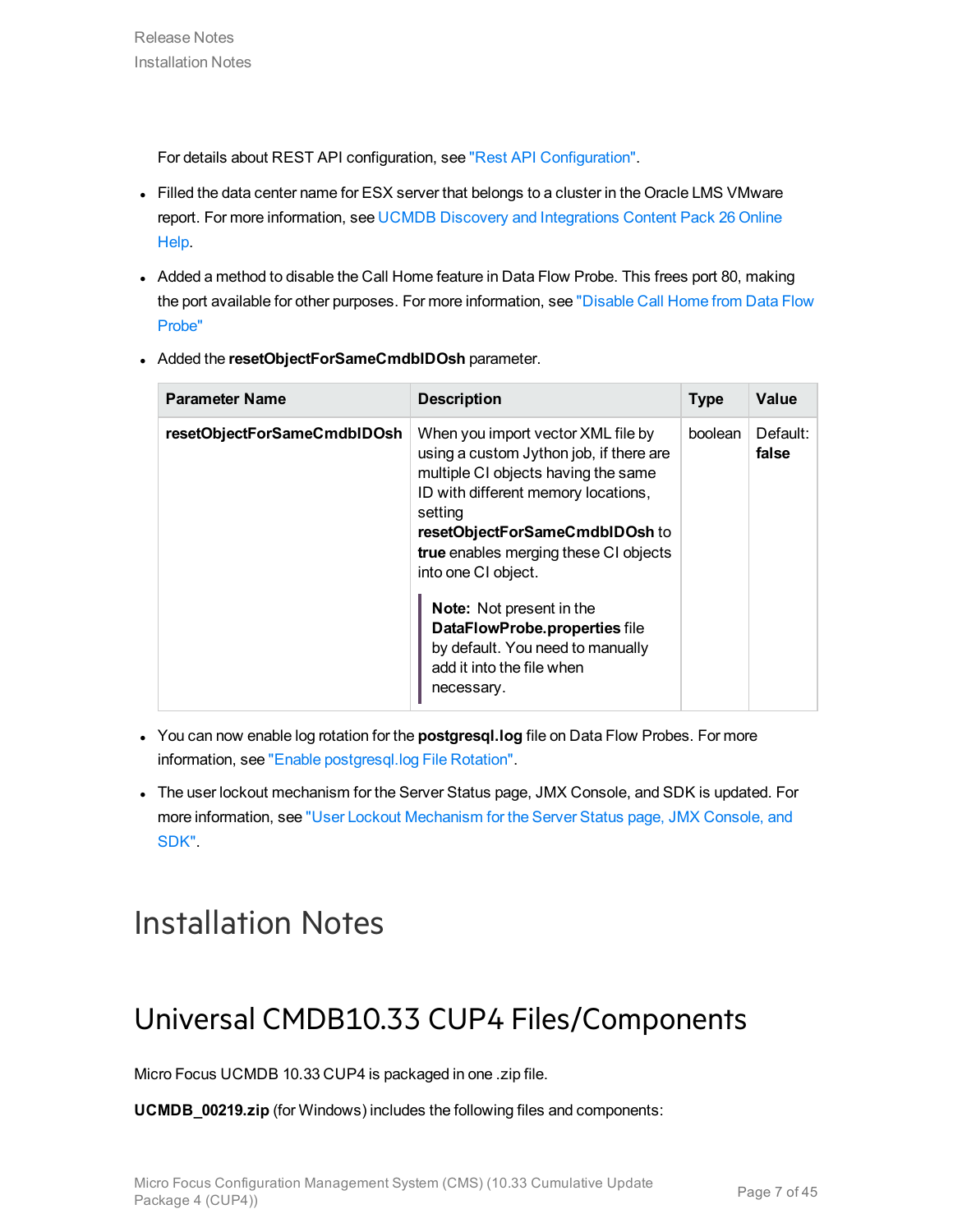For details about REST API configuration, see "Rest API Configuration".

- Filled the data center name for ESX server that belongs to a cluster in the Oracle LMS VMware report. For more information, see UCMDB Discovery and Integrations Content Pack 26 Online Help.
- Added a method to disable the Call Home feature in Data Flow Probe. This frees port 80, making the port available for other purposes. For more information, see "Disable Call Home from Data Flow Probe"
- Added the **resetObjectForSameCmdbIDOsh** parameter.

| Parameter Name | Description | Type | Value |
|---|---|---|---|
| **resetObjectForSameCmdbIDOsh** | When you import vector XML file by using a custom Jython job, if there are multiple CI objects having the same ID with different memory locations, setting **resetObjectForSameCmdbIDOsh** to **true** enables merging these CI objects into one CI object.<br><br>**Note:** Not present in the **DataFlowProbe.properties** file by default. You need to manually add it into the file when necessary. | boolean | Default: **false** |

- You can now enable log rotation for the **postgresql.log** file on Data Flow Probes. For more information, see "Enable postgresql.log File Rotation".
- The user lockout mechanism for the Server Status page, JMX Console, and SDK is updated. For more information, see "User Lockout Mechanism for the Server Status page, JMX Console, and SDK".

# Installation Notes

## Universal CMDB10.33 CUP4 Files/Components

Micro Focus UCMDB 10.33 CUP4 is packaged in one .zip file.

**UCMDB_00219.zip** (for Windows) includes the following files and components: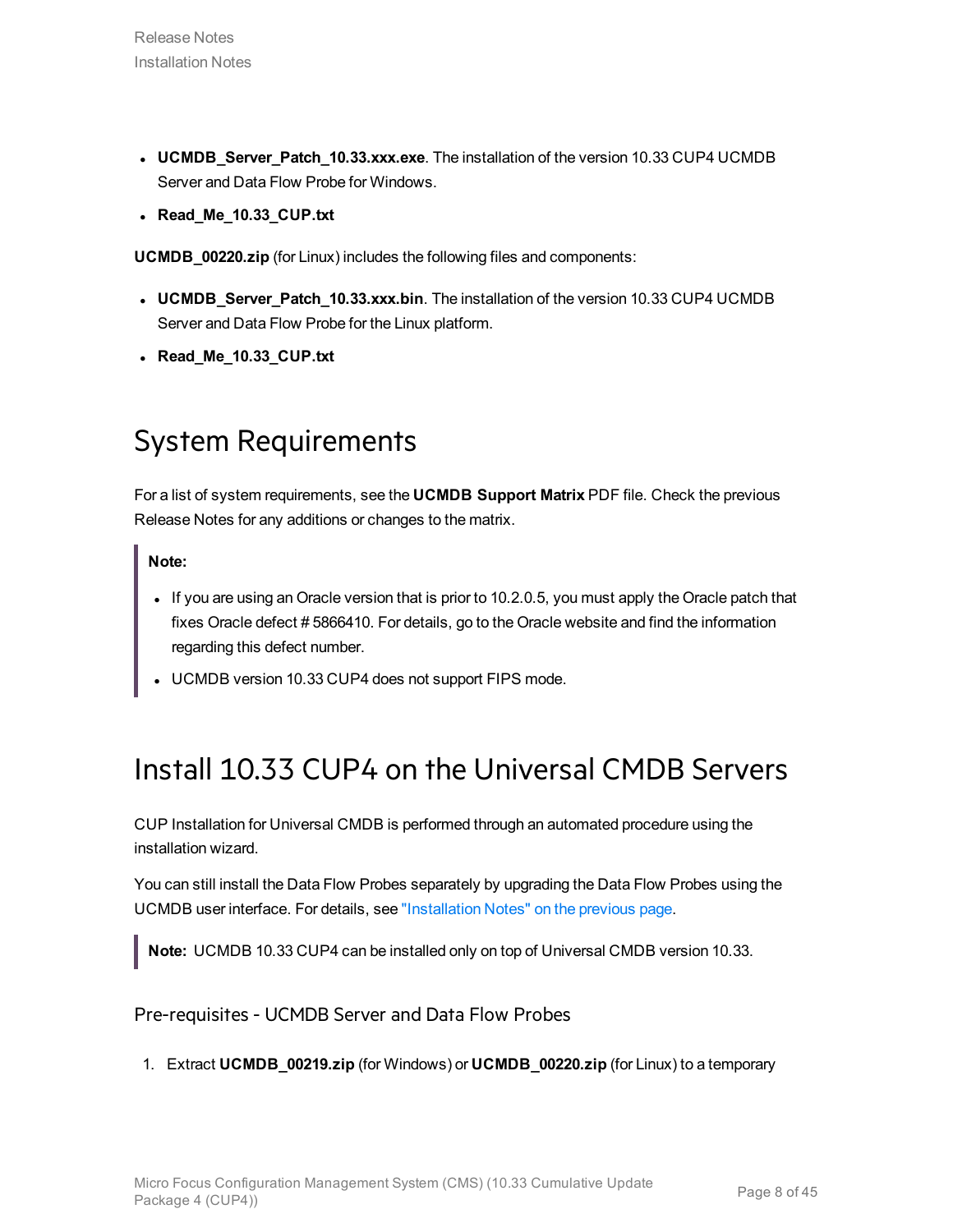- **UCMDB_Server_Patch_10.33.xxx.exe**. The installation of the version 10.33 CUP4 UCMDB Server and Data Flow Probe for Windows.
- **Read_Me_10.33_CUP.txt**

**UCMDB_00220.zip** (for Linux) includes the following files and components:

- **UCMDB_Server_Patch_10.33.xxx.bin**. The installation of the version 10.33 CUP4 UCMDB Server and Data Flow Probe for the Linux platform.
- **Read_Me_10.33_CUP.txt**

# System Requirements

For a list of system requirements, see the **UCMDB Support Matrix** PDF file. Check the previous Release Notes for any additions or changes to the matrix.

> **Note:**
>
> - If you are using an Oracle version that is prior to 10.2.0.5, you must apply the Oracle patch that fixes Oracle defect # 5866410. For details, go to the Oracle website and find the information regarding this defect number.
> - UCMDB version 10.33 CUP4 does not support FIPS mode.

# Install 10.33 CUP4 on the Universal CMDB Servers

CUP Installation for Universal CMDB is performed through an automated procedure using the installation wizard.

You can still install the Data Flow Probes separately by upgrading the Data Flow Probes using the UCMDB user interface. For details, see "Installation Notes" on the previous page.

> **Note:** UCMDB 10.33 CUP4 can be installed only on top of Universal CMDB version 10.33.

## Pre-requisites - UCMDB Server and Data Flow Probes

1. Extract **UCMDB_00219.zip** (for Windows) or **UCMDB_00220.zip** (for Linux) to a temporary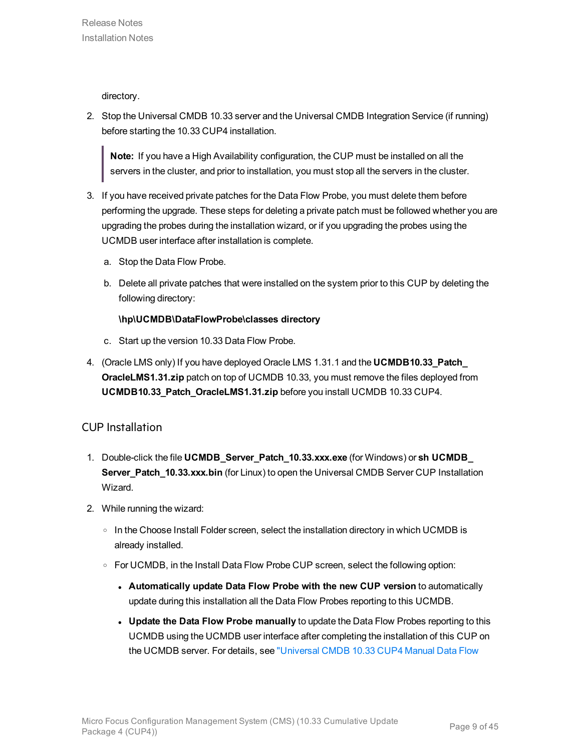directory.

2. Stop the Universal CMDB 10.33 server and the Universal CMDB Integration Service (if running) before starting the 10.33 CUP4 installation.

   > **Note:** If you have a High Availability configuration, the CUP must be installed on all the servers in the cluster, and prior to installation, you must stop all the servers in the cluster.

3. If you have received private patches for the Data Flow Probe, you must delete them before performing the upgrade. These steps for deleting a private patch must be followed whether you are upgrading the probes during the installation wizard, or if you upgrading the probes using the UCMDB user interface after installation is complete.

   a. Stop the Data Flow Probe.

   b. Delete all private patches that were installed on the system prior to this CUP by deleting the following directory:

      **\hp\UCMDB\DataFlowProbe\classes directory**

   c. Start up the version 10.33 Data Flow Probe.

4. (Oracle LMS only) If you have deployed Oracle LMS 1.31.1 and the **UCMDB10.33_Patch_OracleLMS1.31.zip** patch on top of UCMDB 10.33, you must remove the files deployed from **UCMDB10.33_Patch_OracleLMS1.31.zip** before you install UCMDB 10.33 CUP4.

## CUP Installation

1. Double-click the file **UCMDB_Server_Patch_10.33.xxx.exe** (for Windows) or **sh UCMDB_Server_Patch_10.33.xxx.bin** (for Linux) to open the Universal CMDB Server CUP Installation Wizard.

2. While running the wizard:

   - In the Choose Install Folder screen, select the installation directory in which UCMDB is already installed.
   - For UCMDB, in the Install Data Flow Probe CUP screen, select the following option:
     - **Automatically update Data Flow Probe with the new CUP version** to automatically update during this installation all the Data Flow Probes reporting to this UCMDB.
     - **Update the Data Flow Probe manually** to update the Data Flow Probes reporting to this UCMDB using the UCMDB user interface after completing the installation of this CUP on the UCMDB server. For details, see "Universal CMDB 10.33 CUP4 Manual Data Flow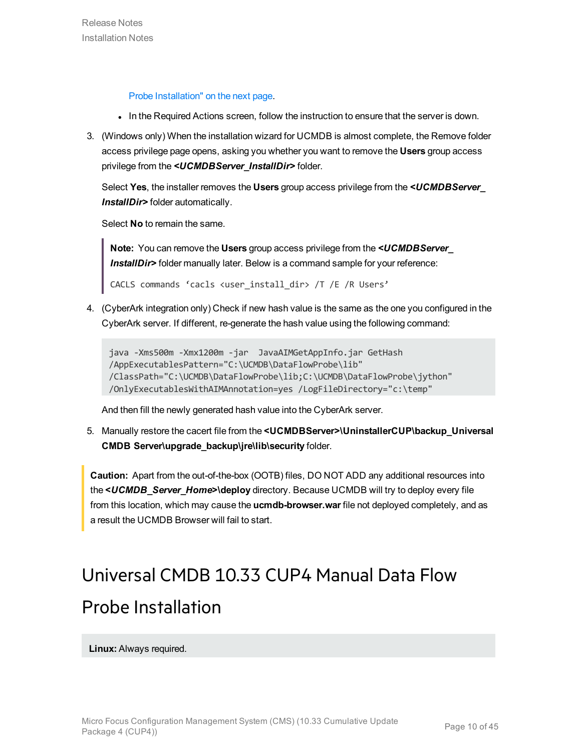Probe Installation" on the next page.

- In the Required Actions screen, follow the instruction to ensure that the server is down.

3. (Windows only) When the installation wizard for UCMDB is almost complete, the Remove folder access privilege page opens, asking you whether you want to remove the **Users** group access privilege from the ***<UCMDBServer_InstallDir>*** folder.

   Select **Yes**, the installer removes the **Users** group access privilege from the ***<UCMDBServer_InstallDir>*** folder automatically.

   Select **No** to remain the same.

   > **Note:** You can remove the **Users** group access privilege from the ***<UCMDBServer_InstallDir>*** folder manually later. Below is a command sample for your reference:
   >
   > `CACLS commands ‘cacls <user_install_dir> /T /E /R Users’`

4. (CyberArk integration only) Check if new hash value is the same as the one you configured in the CyberArk server. If different, re-generate the hash value using the following command:

   ```
   java -Xms500m -Xmx1200m -jar  JavaAIMGetAppInfo.jar GetHash
   /AppExecutablesPattern="C:\UCMDB\DataFlowProbe\lib"
   /ClassPath="C:\UCMDB\DataFlowProbe\lib;C:\UCMDB\DataFlowProbe\jython"
   /OnlyExecutablesWithAIMAnnotation=yes /LogFileDirectory="c:\temp"
   ```

   And then fill the newly generated hash value into the CyberArk server.

5. Manually restore the cacert file from the **<UCMDBServer>\UninstallerCUP\backup_Universal CMDB Server\upgrade_backup\jre\lib\security** folder.

> **Caution:** Apart from the out-of-the-box (OOTB) files, DO NOT ADD any additional resources into the ***<UCMDB_Server_Home>*\deploy** directory. Because UCMDB will try to deploy every file from this location, which may cause the **ucmdb-browser.war** file not deployed completely, and as a result the UCMDB Browser will fail to start.

# Universal CMDB 10.33 CUP4 Manual Data Flow Probe Installation

**Linux:** Always required.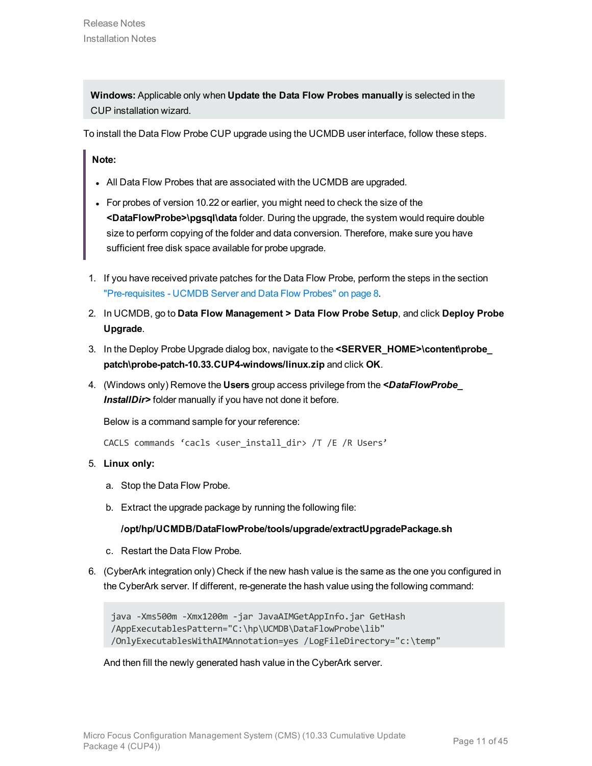**Windows:** Applicable only when **Update the Data Flow Probes manually** is selected in the CUP installation wizard.

To install the Data Flow Probe CUP upgrade using the UCMDB user interface, follow these steps.

> **Note:**
>
> - All Data Flow Probes that are associated with the UCMDB are upgraded.
> - For probes of version 10.22 or earlier, you might need to check the size of the **<DataFlowProbe>\pgsql\data** folder. During the upgrade, the system would require double size to perform copying of the folder and data conversion. Therefore, make sure you have sufficient free disk space available for probe upgrade.

1. If you have received private patches for the Data Flow Probe, perform the steps in the section "Pre-requisites - UCMDB Server and Data Flow Probes" on page 8.
2. In UCMDB, go to **Data Flow Management > Data Flow Probe Setup**, and click **Deploy Probe Upgrade**.
3. In the Deploy Probe Upgrade dialog box, navigate to the **<SERVER_HOME>\content\probe_patch\probe-patch-10.33.CUP4-windows/linux.zip** and click **OK**.
4. (Windows only) Remove the **Users** group access privilege from the ***<DataFlowProbe_InstallDir>*** folder manually if you have not done it before.

   Below is a command sample for your reference:

   `CACLS commands ‘cacls <user_install_dir> /T /E /R Users’`

5. **Linux only:**
   a. Stop the Data Flow Probe.
   b. Extract the upgrade package by running the following file:

      **/opt/hp/UCMDB/DataFlowProbe/tools/upgrade/extractUpgradePackage.sh**

   c. Restart the Data Flow Probe.
6. (CyberArk integration only) Check if the new hash value is the same as the one you configured in the CyberArk server. If different, re-generate the hash value using the following command:

   ```
   java -Xms500m -Xmx1200m -jar JavaAIMGetAppInfo.jar GetHash
   /AppExecutablesPattern="C:\hp\UCMDB\DataFlowProbe\lib"
   /OnlyExecutablesWithAIMAnnotation=yes /LogFileDirectory="c:\temp"
   ```

   And then fill the newly generated hash value in the CyberArk server.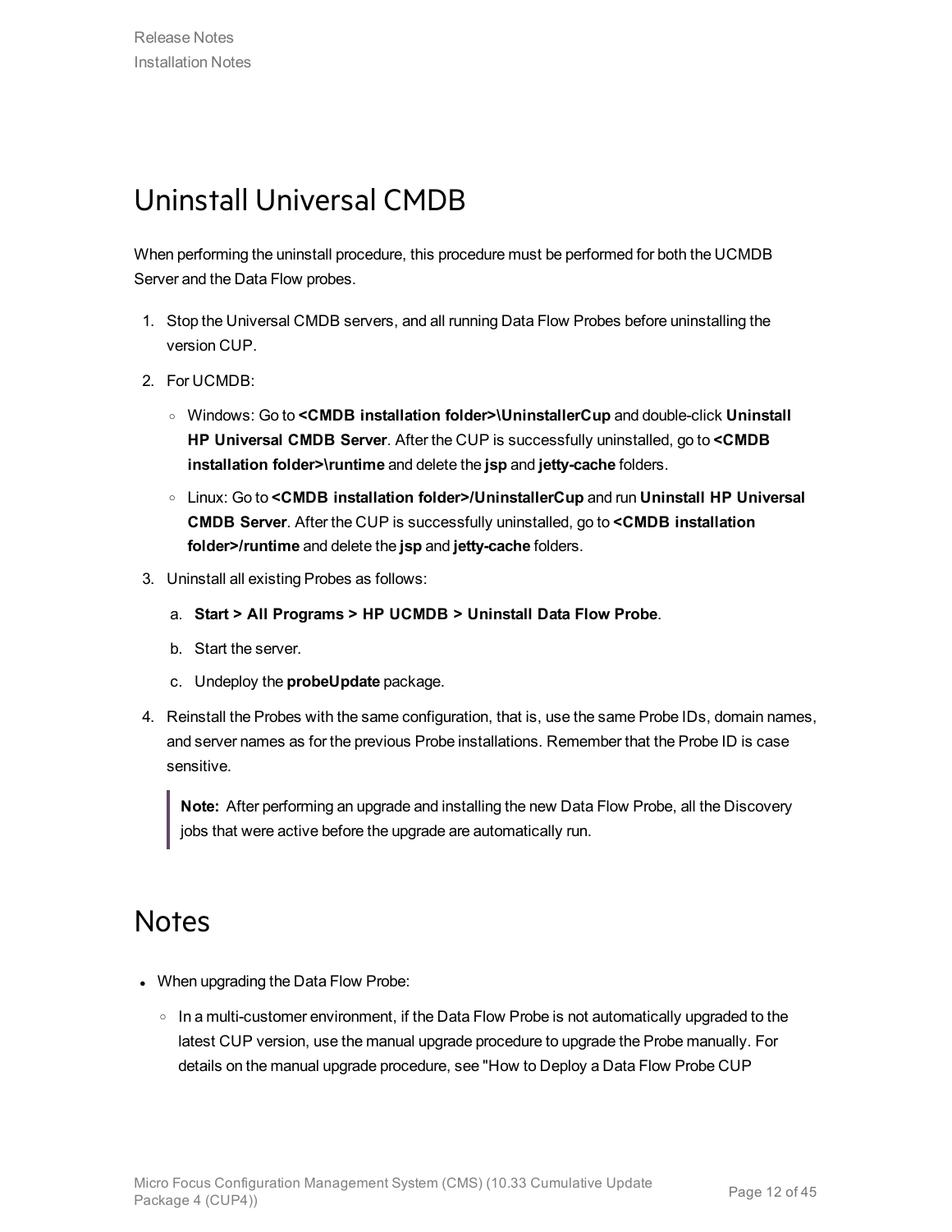# Uninstall Universal CMDB

When performing the uninstall procedure, this procedure must be performed for both the UCMDB Server and the Data Flow probes.

1. Stop the Universal CMDB servers, and all running Data Flow Probes before uninstalling the version CUP.
2. For UCMDB:
   - Windows: Go to **<CMDB installation folder>\UninstallerCup** and double-click **Uninstall HP Universal CMDB Server**. After the CUP is successfully uninstalled, go to **<CMDB installation folder>\runtime** and delete the **jsp** and **jetty-cache** folders.
   - Linux: Go to **<CMDB installation folder>/UninstallerCup** and run **Uninstall HP Universal CMDB Server**. After the CUP is successfully uninstalled, go to **<CMDB installation folder>/runtime** and delete the **jsp** and **jetty-cache** folders.
3. Uninstall all existing Probes as follows:
   a. **Start > All Programs > HP UCMDB > Uninstall Data Flow Probe**.
   b. Start the server.
   c. Undeploy the **probeUpdate** package.
4. Reinstall the Probes with the same configuration, that is, use the same Probe IDs, domain names, and server names as for the previous Probe installations. Remember that the Probe ID is case sensitive.

   > **Note:** After performing an upgrade and installing the new Data Flow Probe, all the Discovery jobs that were active before the upgrade are automatically run.

# Notes

- When upgrading the Data Flow Probe:
  - In a multi-customer environment, if the Data Flow Probe is not automatically upgraded to the latest CUP version, use the manual upgrade procedure to upgrade the Probe manually. For details on the manual upgrade procedure, see "How to Deploy a Data Flow Probe CUP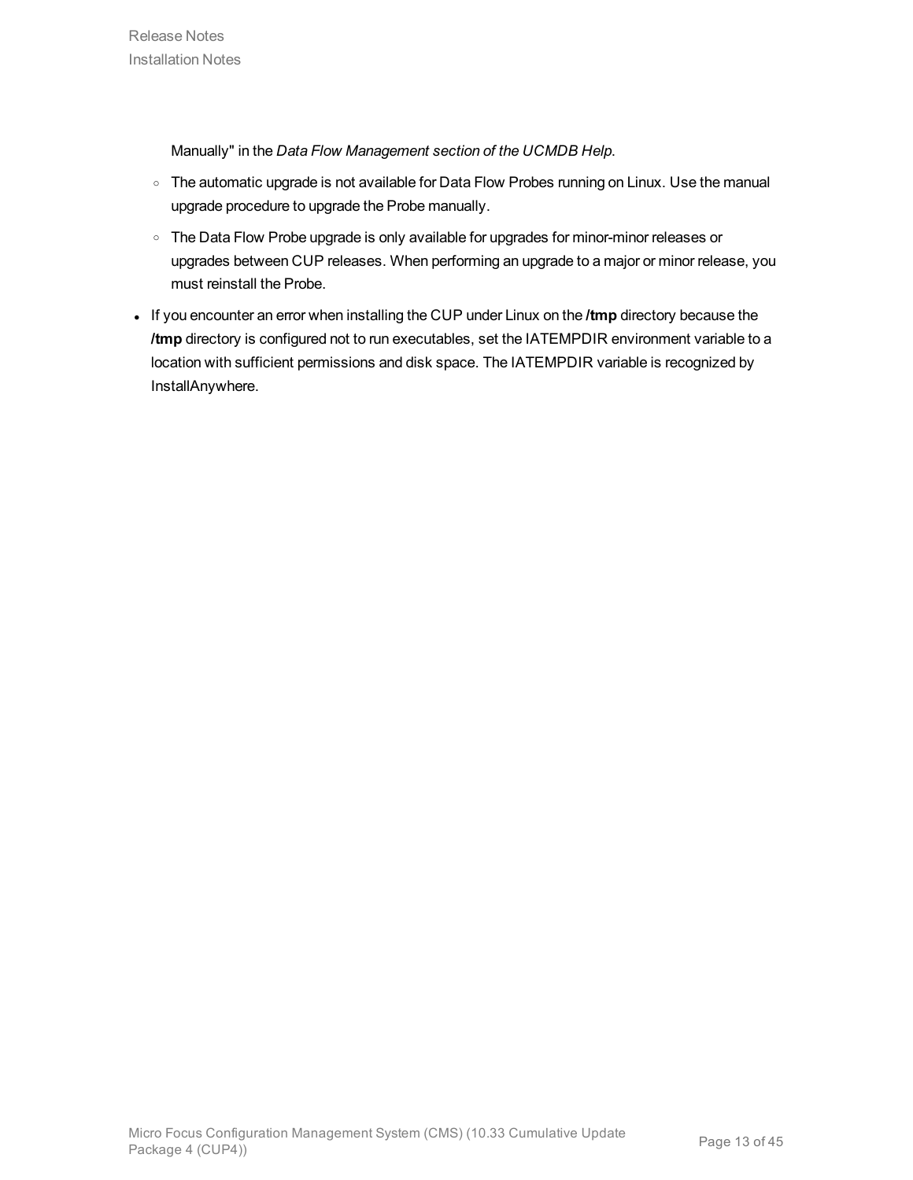Manually" in the *Data Flow Management section of the UCMDB Help*.

  - The automatic upgrade is not available for Data Flow Probes running on Linux. Use the manual upgrade procedure to upgrade the Probe manually.
  - The Data Flow Probe upgrade is only available for upgrades for minor-minor releases or upgrades between CUP releases. When performing an upgrade to a major or minor release, you must reinstall the Probe.

- If you encounter an error when installing the CUP under Linux on the **/tmp** directory because the **/tmp** directory is configured not to run executables, set the IATEMPDIR environment variable to a location with sufficient permissions and disk space. The IATEMPDIR variable is recognized by InstallAnywhere.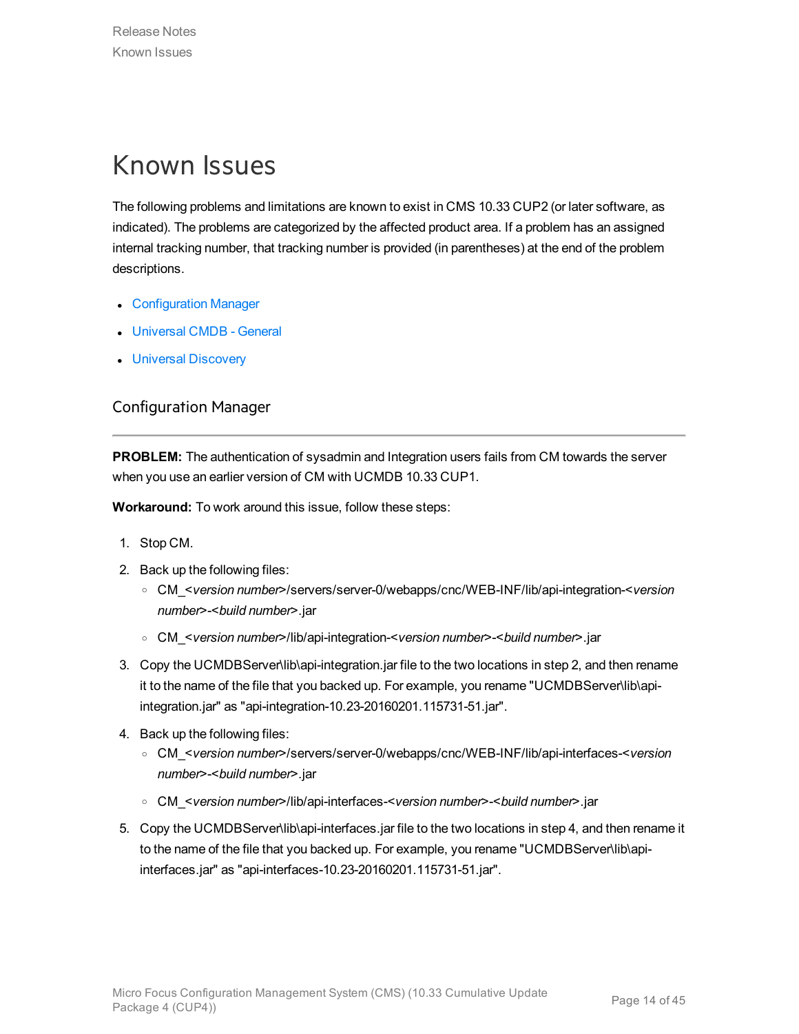# Known Issues

The following problems and limitations are known to exist in CMS 10.33 CUP2 (or later software, as indicated). The problems are categorized by the affected product area. If a problem has an assigned internal tracking number, that tracking number is provided (in parentheses) at the end of the problem descriptions.

- Configuration Manager
- Universal CMDB - General
- Universal Discovery

## Configuration Manager

---

**PROBLEM:** The authentication of sysadmin and Integration users fails from CM towards the server when you use an earlier version of CM with UCMDB 10.33 CUP1.

**Workaround:** To work around this issue, follow these steps:

1. Stop CM.
2. Back up the following files:
   - CM_<*version number*>/servers/server-0/webapps/cnc/WEB-INF/lib/api-integration-<*version number*>-<*build number*>.jar
   - CM_<*version number*>/lib/api-integration-<*version number*>-<*build number*>.jar
3. Copy the UCMDBServer\lib\api-integration.jar file to the two locations in step 2, and then rename it to the name of the file that you backed up. For example, you rename "UCMDBServer\lib\api-integration.jar" as "api-integration-10.23-20160201.115731-51.jar".
4. Back up the following files:
   - CM_<*version number*>/servers/server-0/webapps/cnc/WEB-INF/lib/api-interfaces-<*version number*>-<*build number*>.jar
   - CM_<*version number*>/lib/api-interfaces-<*version number*>-<*build number*>.jar
5. Copy the UCMDBServer\lib\api-interfaces.jar file to the two locations in step 4, and then rename it to the name of the file that you backed up. For example, you rename "UCMDBServer\lib\api-interfaces.jar" as "api-interfaces-10.23-20160201.115731-51.jar".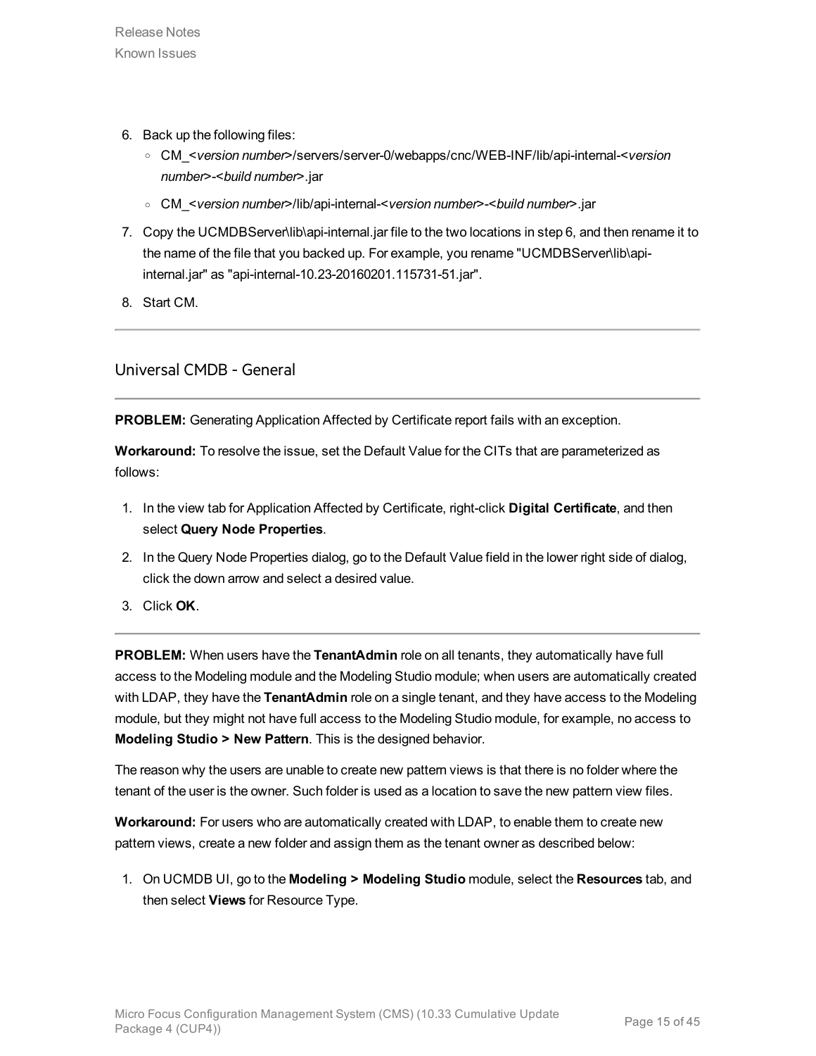6. Back up the following files:
   - CM_<*version number*>/servers/server-0/webapps/cnc/WEB-INF/lib/api-internal-<*version number*>-<*build number*>.jar
   - CM_<*version number*>/lib/api-internal-<*version number*>-<*build number*>.jar
7. Copy the UCMDBServer\lib\api-internal.jar file to the two locations in step 6, and then rename it to the name of the file that you backed up. For example, you rename "UCMDBServer\lib\api-internal.jar" as "api-internal-10.23-20160201.115731-51.jar".
8. Start CM.

---

## Universal CMDB - General

---

**PROBLEM:** Generating Application Affected by Certificate report fails with an exception.

**Workaround:** To resolve the issue, set the Default Value for the CITs that are parameterized as follows:

1. In the view tab for Application Affected by Certificate, right-click **Digital Certificate**, and then select **Query Node Properties**.
2. In the Query Node Properties dialog, go to the Default Value field in the lower right side of dialog, click the down arrow and select a desired value.
3. Click **OK**.

---

**PROBLEM:** When users have the **TenantAdmin** role on all tenants, they automatically have full access to the Modeling module and the Modeling Studio module; when users are automatically created with LDAP, they have the **TenantAdmin** role on a single tenant, and they have access to the Modeling module, but they might not have full access to the Modeling Studio module, for example, no access to **Modeling Studio > New Pattern**. This is the designed behavior.

The reason why the users are unable to create new pattern views is that there is no folder where the tenant of the user is the owner. Such folder is used as a location to save the new pattern view files.

**Workaround:** For users who are automatically created with LDAP, to enable them to create new pattern views, create a new folder and assign them as the tenant owner as described below:

1. On UCMDB UI, go to the **Modeling > Modeling Studio** module, select the **Resources** tab, and then select **Views** for Resource Type.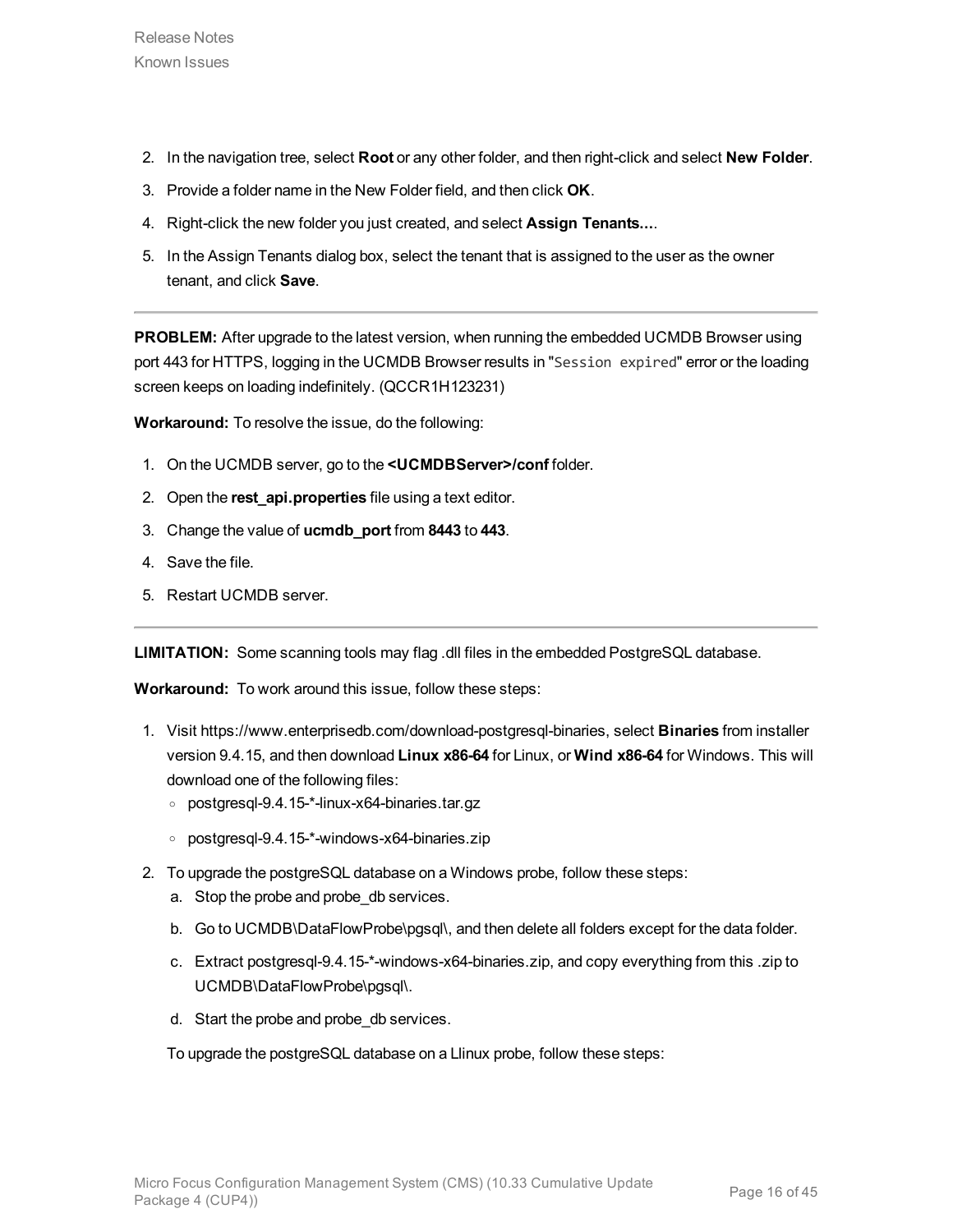2. In the navigation tree, select **Root** or any other folder, and then right-click and select **New Folder**.
3. Provide a folder name in the New Folder field, and then click **OK**.
4. Right-click the new folder you just created, and select **Assign Tenants...**.
5. In the Assign Tenants dialog box, select the tenant that is assigned to the user as the owner tenant, and click **Save**.

---

**PROBLEM:** After upgrade to the latest version, when running the embedded UCMDB Browser using port 443 for HTTPS, logging in the UCMDB Browser results in "`Session expired`" error or the loading screen keeps on loading indefinitely. (QCCR1H123231)

**Workaround:** To resolve the issue, do the following:

1. On the UCMDB server, go to the **<UCMDBServer>/conf** folder.
2. Open the **rest_api.properties** file using a text editor.
3. Change the value of **ucmdb_port** from **8443** to **443**.
4. Save the file.
5. Restart UCMDB server.

---

**LIMITATION:** Some scanning tools may flag .dll files in the embedded PostgreSQL database.

**Workaround:** To work around this issue, follow these steps:

1. Visit https://www.enterprisedb.com/download-postgresql-binaries, select **Binaries** from installer version 9.4.15, and then download **Linux x86-64** for Linux, or **Wind x86-64** for Windows. This will download one of the following files:
   - postgresql-9.4.15-*-linux-x64-binaries.tar.gz
   - postgresql-9.4.15-*-windows-x64-binaries.zip
2. To upgrade the postgreSQL database on a Windows probe, follow these steps:
   a. Stop the probe and probe_db services.
   b. Go to UCMDB\DataFlowProbe\pgsql\, and then delete all folders except for the data folder.
   c. Extract postgresql-9.4.15-*-windows-x64-binaries.zip, and copy everything from this .zip to UCMDB\DataFlowProbe\pgsql\.
   d. Start the probe and probe_db services.

   To upgrade the postgreSQL database on a Llinux probe, follow these steps: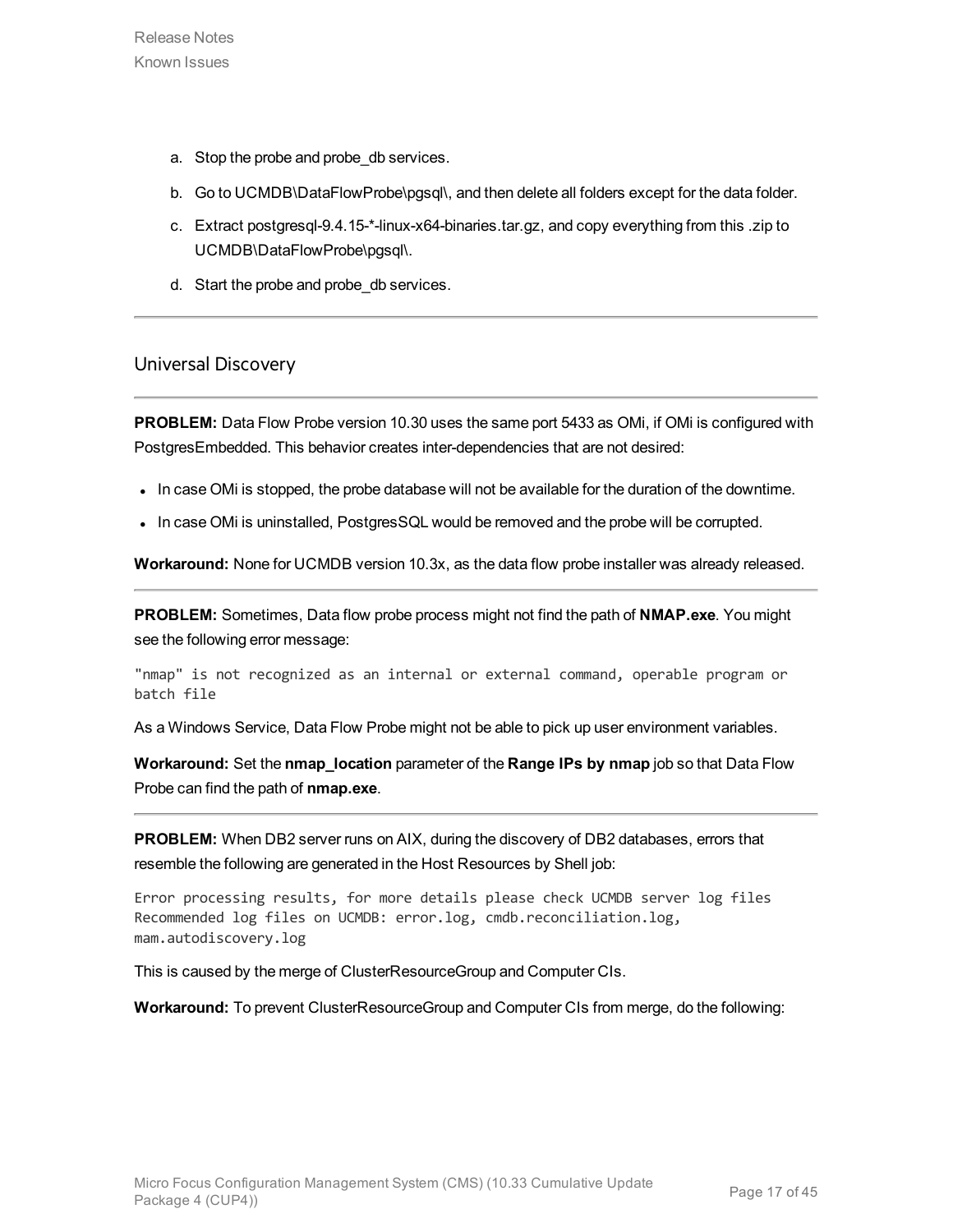a. Stop the probe and probe_db services.

b. Go to UCMDB\DataFlowProbe\pgsql\, and then delete all folders except for the data folder.

c. Extract postgresql-9.4.15-*-linux-x64-binaries.tar.gz, and copy everything from this .zip to UCMDB\DataFlowProbe\pgsql\.

d. Start the probe and probe_db services.

---

## Universal Discovery

---

**PROBLEM:** Data Flow Probe version 10.30 uses the same port 5433 as OMi, if OMi is configured with PostgresEmbedded. This behavior creates inter-dependencies that are not desired:

- In case OMi is stopped, the probe database will not be available for the duration of the downtime.
- In case OMi is uninstalled, PostgresSQL would be removed and the probe will be corrupted.

**Workaround:** None for UCMDB version 10.3x, as the data flow probe installer was already released.

---

**PROBLEM:** Sometimes, Data flow probe process might not find the path of **NMAP.exe**. You might see the following error message:

```
"nmap" is not recognized as an internal or external command, operable program or
batch file
```

As a Windows Service, Data Flow Probe might not be able to pick up user environment variables.

**Workaround:** Set the **nmap_location** parameter of the **Range IPs by nmap** job so that Data Flow Probe can find the path of **nmap.exe**.

---

**PROBLEM:** When DB2 server runs on AIX, during the discovery of DB2 databases, errors that resemble the following are generated in the Host Resources by Shell job:

```
Error processing results, for more details please check UCMDB server log files
Recommended log files on UCMDB: error.log, cmdb.reconciliation.log,
mam.autodiscovery.log
```

This is caused by the merge of ClusterResourceGroup and Computer CIs.

**Workaround:** To prevent ClusterResourceGroup and Computer CIs from merge, do the following: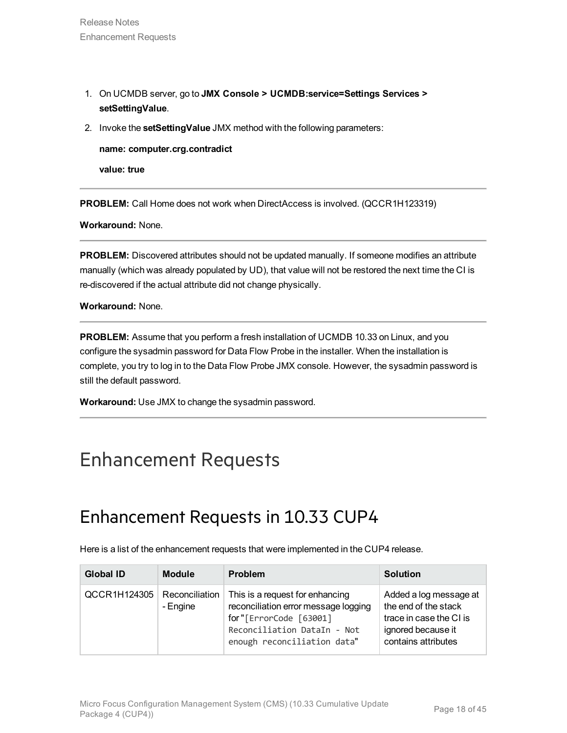1. On UCMDB server, go to **JMX Console > UCMDB:service=Settings Services > setSettingValue**.
2. Invoke the **setSettingValue** JMX method with the following parameters:

   **name: computer.crg.contradict**

   **value: true**

---

**PROBLEM:** Call Home does not work when DirectAccess is involved. (QCCR1H123319)

**Workaround:** None.

---

**PROBLEM:** Discovered attributes should not be updated manually. If someone modifies an attribute manually (which was already populated by UD), that value will not be restored the next time the CI is re-discovered if the actual attribute did not change physically.

**Workaround:** None.

---

**PROBLEM:** Assume that you perform a fresh installation of UCMDB 10.33 on Linux, and you configure the sysadmin password for Data Flow Probe in the installer. When the installation is complete, you try to log in to the Data Flow Probe JMX console. However, the sysadmin password is still the default password.

**Workaround:** Use JMX to change the sysadmin password.

---

# Enhancement Requests

## Enhancement Requests in 10.33 CUP4

Here is a list of the enhancement requests that were implemented in the CUP4 release.

| Global ID | Module | Problem | Solution |
|---|---|---|---|
| QCCR1H124305 | Reconciliation - Engine | This is a request for enhancing reconciliation error message logging for "`[ErrorCode [63001] Reconciliation DataIn - Not enough reconciliation data`" | Added a log message at the end of the stack trace in case the CI is ignored because it contains attributes |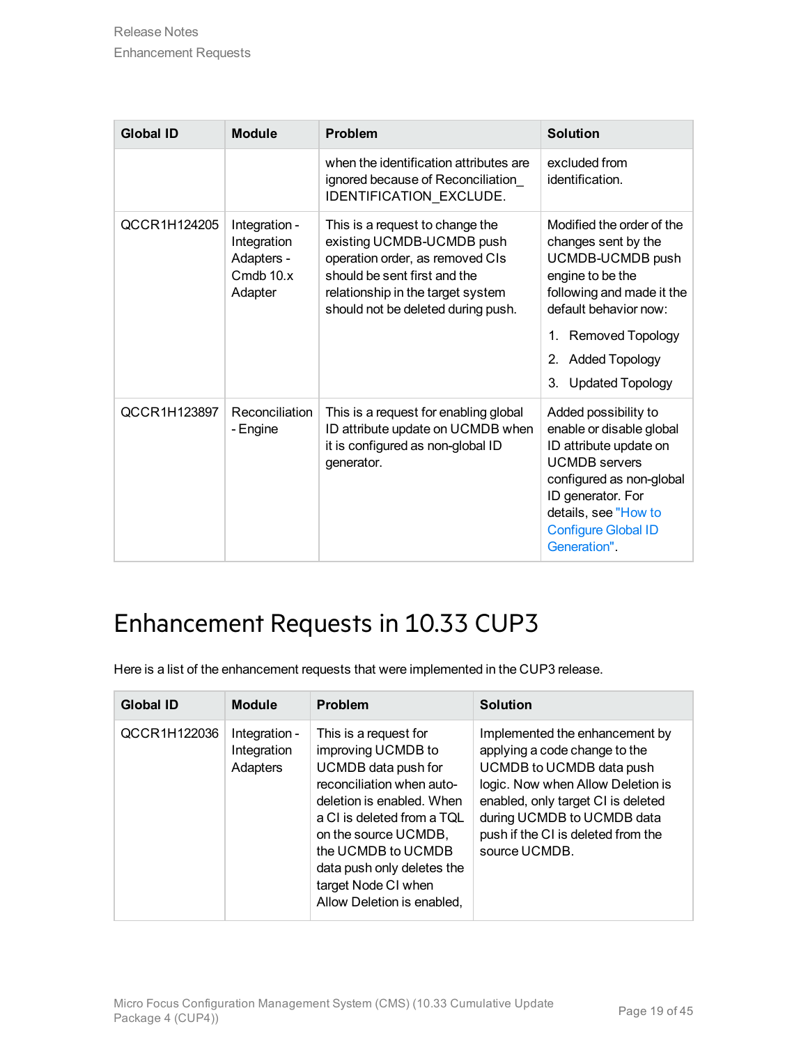| Global ID | Module | Problem | Solution |
|---|---|---|---|
| | | when the identification attributes are ignored because of Reconciliation_IDENTIFICATION_EXCLUDE. | excluded from identification. |
| QCCR1H124205 | Integration - Integration Adapters - Cmdb 10.x Adapter | This is a request to change the existing UCMDB-UCMDB push operation order, as removed CIs should be sent first and the relationship in the target system should not be deleted during push. | Modified the order of the changes sent by the UCMDB-UCMDB push engine to be the following and made it the default behavior now: 1. Removed Topology 2. Added Topology 3. Updated Topology |
| QCCR1H123897 | Reconciliation - Engine | This is a request for enabling global ID attribute update on UCMDB when it is configured as non-global ID generator. | Added possibility to enable or disable global ID attribute update on UCMDB servers configured as non-global ID generator. For details, see "How to Configure Global ID Generation". |

## Enhancement Requests in 10.33 CUP3

Here is a list of the enhancement requests that were implemented in the CUP3 release.

| Global ID | Module | Problem | Solution |
|---|---|---|---|
| QCCR1H122036 | Integration - Integration Adapters | This is a request for improving UCMDB to UCMDB data push for reconciliation when auto-deletion is enabled. When a CI is deleted from a TQL on the source UCMDB, the UCMDB to UCMDB data push only deletes the target Node CI when Allow Deletion is enabled, | Implemented the enhancement by applying a code change to the UCMDB to UCMDB data push logic. Now when Allow Deletion is enabled, only target CI is deleted during UCMDB to UCMDB data push if the CI is deleted from the source UCMDB. |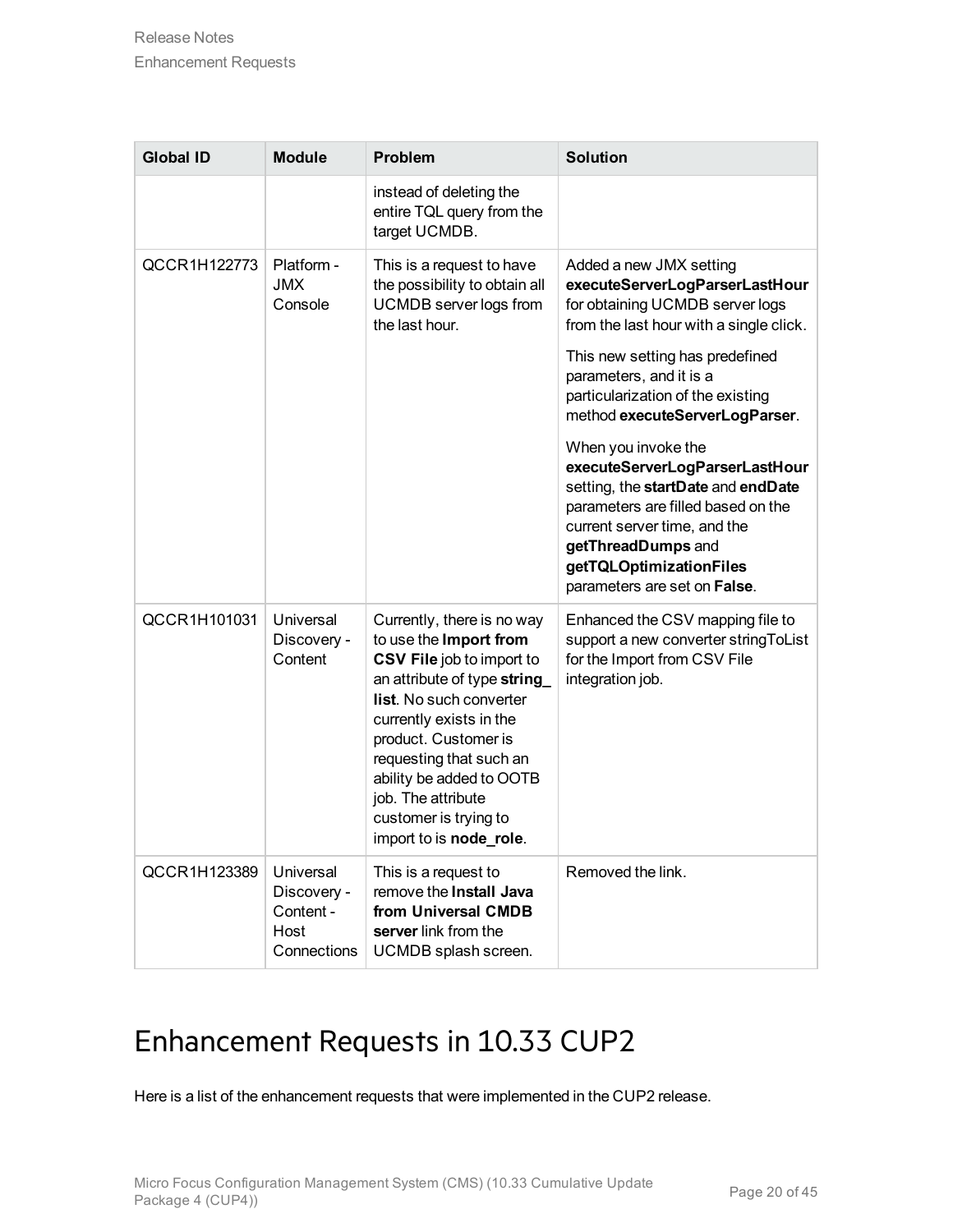| Global ID | Module | Problem | Solution |
| --- | --- | --- | --- |
| | | instead of deleting the entire TQL query from the target UCMDB. | |
| QCCR1H122773 | Platform - JMX Console | This is a request to have the possibility to obtain all UCMDB server logs from the last hour. | Added a new JMX setting **executeServerLogParserLastHour** for obtaining UCMDB server logs from the last hour with a single click.<br><br>This new setting has predefined parameters, and it is a particularization of the existing method **executeServerLogParser**.<br><br>When you invoke the **executeServerLogParserLastHour** setting, the **startDate** and **endDate** parameters are filled based on the current server time, and the **getThreadDumps** and **getTQLOptimizationFiles** parameters are set on **False**. |
| QCCR1H101031 | Universal Discovery - Content | Currently, there is no way to use the **Import from CSV File** job to import to an attribute of type **string_ list**. No such converter currently exists in the product. Customer is requesting that such an ability be added to OOTB job. The attribute customer is trying to import to is **node_role**. | Enhanced the CSV mapping file to support a new converter stringToList for the Import from CSV File integration job. |
| QCCR1H123389 | Universal Discovery - Content - Host Connections | This is a request to remove the **Install Java from Universal CMDB server** link from the UCMDB splash screen. | Removed the link. |

# Enhancement Requests in 10.33 CUP2

Here is a list of the enhancement requests that were implemented in the CUP2 release.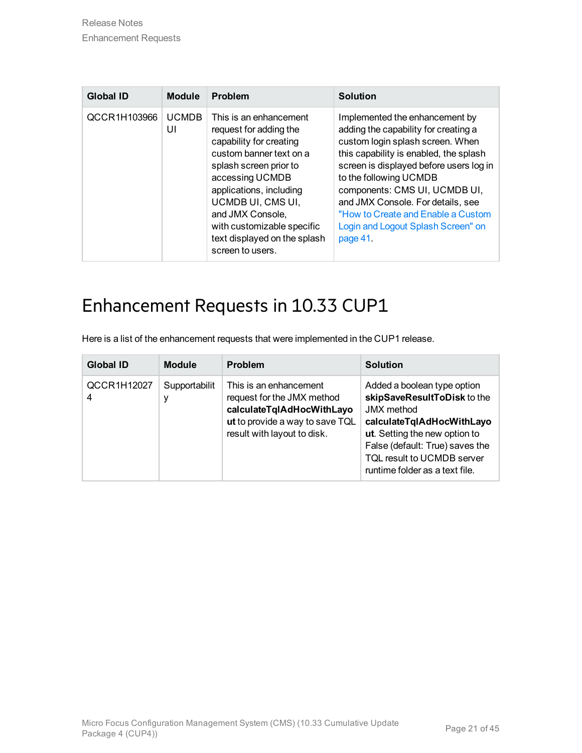| Global ID | Module | Problem | Solution |
|---|---|---|---|
| QCCR1H103966 | UCMDB UI | This is an enhancement request for adding the capability for creating custom banner text on a splash screen prior to accessing UCMDB applications, including UCMDB UI, CMS UI, and JMX Console, with customizable specific text displayed on the splash screen to users. | Implemented the enhancement by adding the capability for creating a custom login splash screen. When this capability is enabled, the splash screen is displayed before users log in to the following UCMDB components: CMS UI, UCMDB UI, and JMX Console. For details, see "How to Create and Enable a Custom Login and Logout Splash Screen" on page 41. |

# Enhancement Requests in 10.33 CUP1

Here is a list of the enhancement requests that were implemented in the CUP1 release.

| Global ID | Module | Problem | Solution |
|---|---|---|---|
| QCCR1H120274 | Supportability | This is an enhancement request for the JMX method **calculateTqlAdHocWithLayout** to provide a way to save TQL result with layout to disk. | Added a boolean type option **skipSaveResultToDisk** to the JMX method **calculateTqlAdHocWithLayout**. Setting the new option to False (default: True) saves the TQL result to UCMDB server runtime folder as a text file. |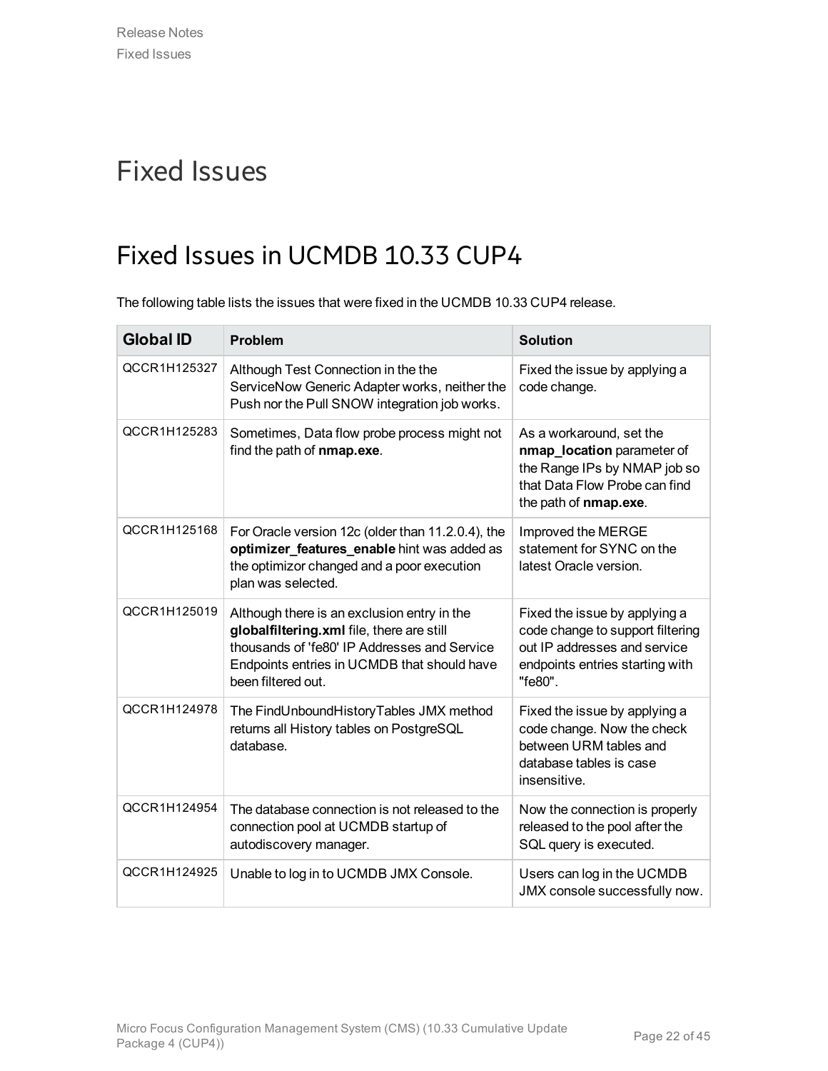# Fixed Issues

## Fixed Issues in UCMDB 10.33 CUP4

The following table lists the issues that were fixed in the UCMDB 10.33 CUP4 release.

| Global ID | Problem | Solution |
|---|---|---|
| QCCR1H125327 | Although Test Connection in the the ServiceNow Generic Adapter works, neither the Push nor the Pull SNOW integration job works. | Fixed the issue by applying a code change. |
| QCCR1H125283 | Sometimes, Data flow probe process might not find the path of **nmap.exe**. | As a workaround, set the **nmap_location** parameter of the Range IPs by NMAP job so that Data Flow Probe can find the path of **nmap.exe**. |
| QCCR1H125168 | For Oracle version 12c (older than 11.2.0.4), the **optimizer_features_enable** hint was added as the optimizor changed and a poor execution plan was selected. | Improved the MERGE statement for SYNC on the latest Oracle version. |
| QCCR1H125019 | Although there is an exclusion entry in the **globalfiltering.xml** file, there are still thousands of 'fe80' IP Addresses and Service Endpoints entries in UCMDB that should have been filtered out. | Fixed the issue by applying a code change to support filtering out IP addresses and service endpoints entries starting with "fe80". |
| QCCR1H124978 | The FindUnboundHistoryTables JMX method returns all History tables on PostgreSQL database. | Fixed the issue by applying a code change. Now the check between URM tables and database tables is case insensitive. |
| QCCR1H124954 | The database connection is not released to the connection pool at UCMDB startup of autodiscovery manager. | Now the connection is properly released to the pool after the SQL query is executed. |
| QCCR1H124925 | Unable to log in to UCMDB JMX Console. | Users can log in the UCMDB JMX console successfully now. |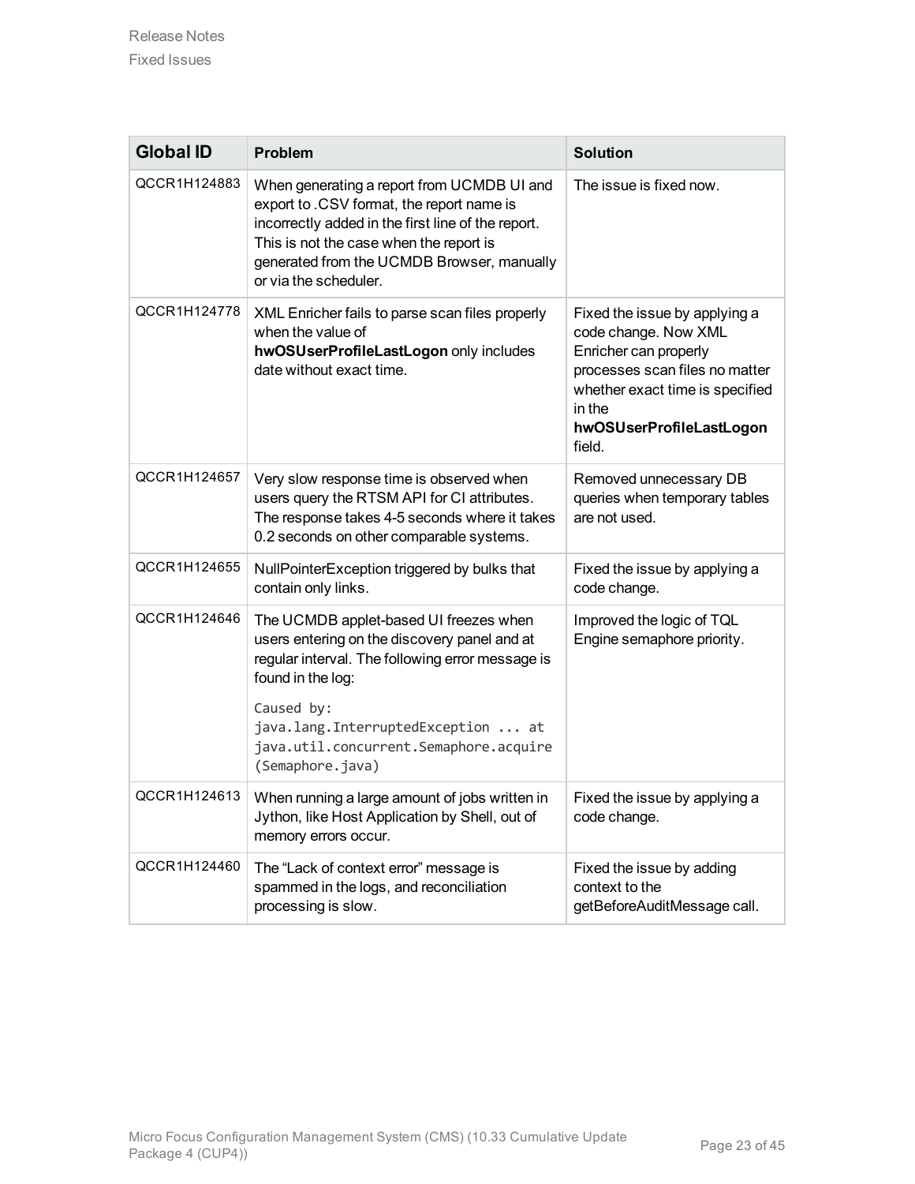| Global ID | Problem | Solution |
| --- | --- | --- |
| QCCR1H124883 | When generating a report from UCMDB UI and export to .CSV format, the report name is incorrectly added in the first line of the report. This is not the case when the report is generated from the UCMDB Browser, manually or via the scheduler. | The issue is fixed now. |
| QCCR1H124778 | XML Enricher fails to parse scan files properly when the value of **hwOSUserProfileLastLogon** only includes date without exact time. | Fixed the issue by applying a code change. Now XML Enricher can properly processes scan files no matter whether exact time is specified in the **hwOSUserProfileLastLogon** field. |
| QCCR1H124657 | Very slow response time is observed when users query the RTSM API for CI attributes. The response takes 4-5 seconds where it takes 0.2 seconds on other comparable systems. | Removed unnecessary DB queries when temporary tables are not used. |
| QCCR1H124655 | NullPointerException triggered by bulks that contain only links. | Fixed the issue by applying a code change. |
| QCCR1H124646 | The UCMDB applet-based UI freezes when users entering on the discovery panel and at regular interval. The following error message is found in the log: `Caused by: java.lang.InterruptedException ... at java.util.concurrent.Semaphore.acquire (Semaphore.java)` | Improved the logic of TQL Engine semaphore priority. |
| QCCR1H124613 | When running a large amount of jobs written in Jython, like Host Application by Shell, out of memory errors occur. | Fixed the issue by applying a code change. |
| QCCR1H124460 | The “Lack of context error” message is spammed in the logs, and reconciliation processing is slow. | Fixed the issue by adding context to the getBeforeAuditMessage call. |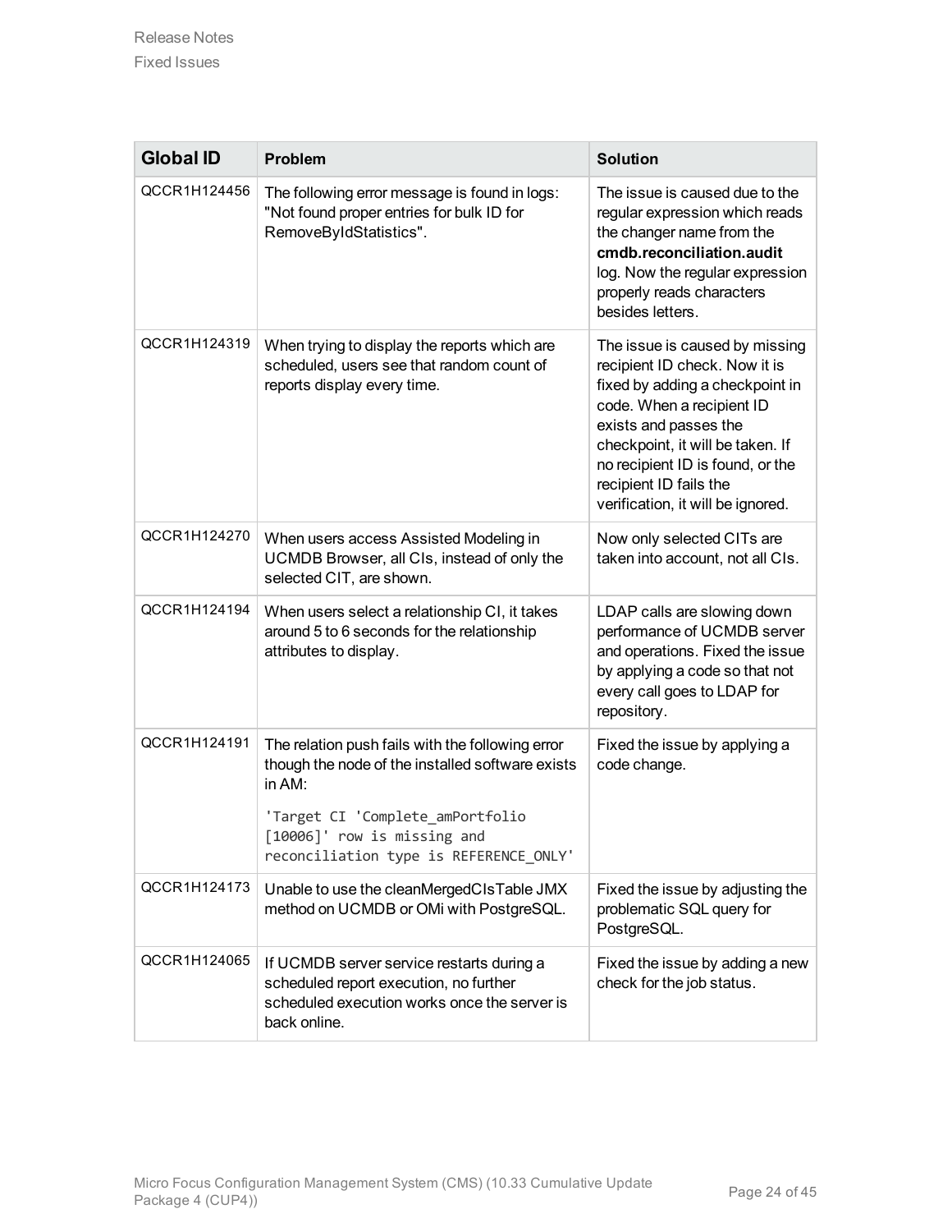| Global ID | Problem | Solution |
|---|---|---|
| QCCR1H124456 | The following error message is found in logs: "Not found proper entries for bulk ID for RemoveByIdStatistics". | The issue is caused due to the regular expression which reads the changer name from the **cmdb.reconciliation.audit** log. Now the regular expression properly reads characters besides letters. |
| QCCR1H124319 | When trying to display the reports which are scheduled, users see that random count of reports display every time. | The issue is caused by missing recipient ID check. Now it is fixed by adding a checkpoint in code. When a recipient ID exists and passes the checkpoint, it will be taken. If no recipient ID is found, or the recipient ID fails the verification, it will be ignored. |
| QCCR1H124270 | When users access Assisted Modeling in UCMDB Browser, all CIs, instead of only the selected CIT, are shown. | Now only selected CITs are taken into account, not all CIs. |
| QCCR1H124194 | When users select a relationship CI, it takes around 5 to 6 seconds for the relationship attributes to display. | LDAP calls are slowing down performance of UCMDB server and operations. Fixed the issue by applying a code so that not every call goes to LDAP for repository. |
| QCCR1H124191 | The relation push fails with the following error though the node of the installed software exists in AM: `'Target CI 'Complete_amPortfolio [10006]' row is missing and reconciliation type is REFERENCE_ONLY'` | Fixed the issue by applying a code change. |
| QCCR1H124173 | Unable to use the cleanMergedCIsTable JMX method on UCMDB or OMi with PostgreSQL. | Fixed the issue by adjusting the problematic SQL query for PostgreSQL. |
| QCCR1H124065 | If UCMDB server service restarts during a scheduled report execution, no further scheduled execution works once the server is back online. | Fixed the issue by adding a new check for the job status. |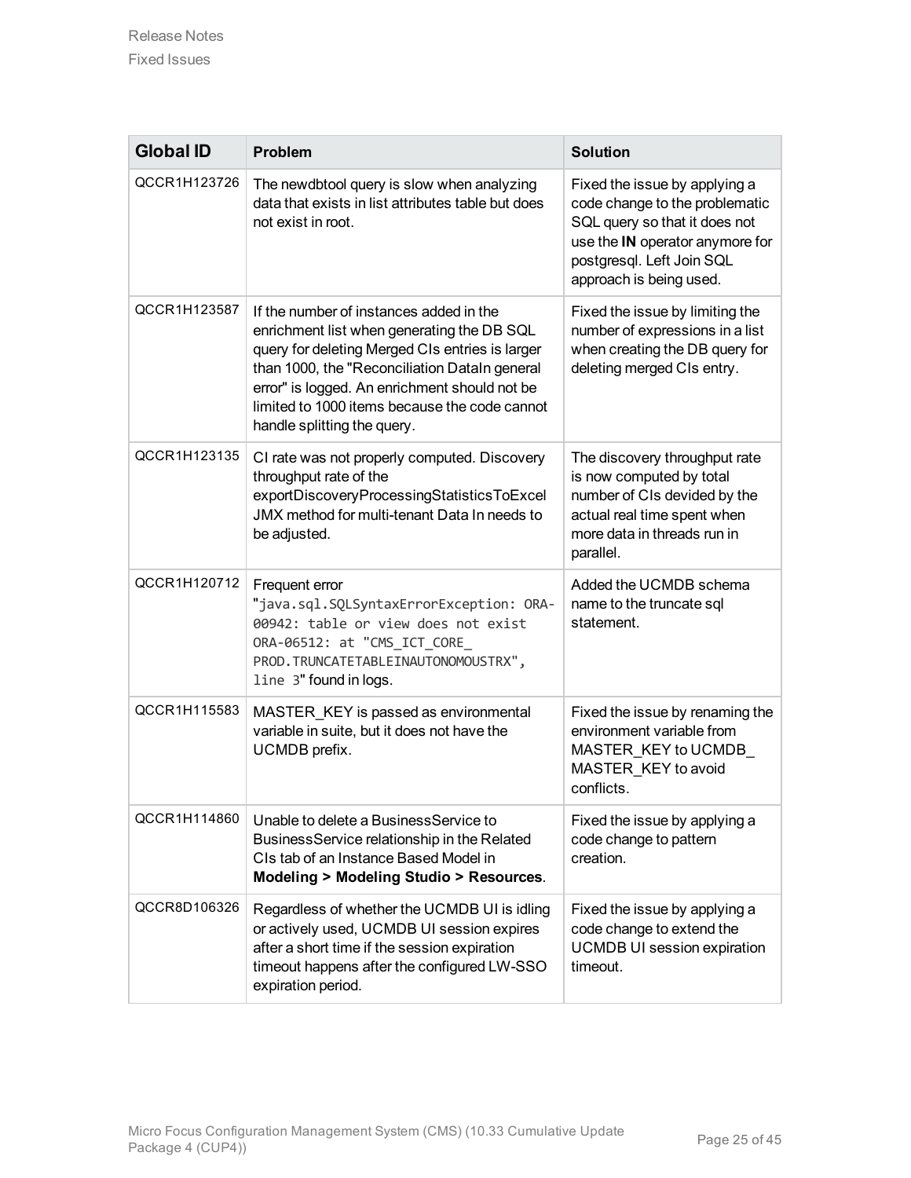| Global ID | Problem | Solution |
|---|---|---|
| QCCR1H123726 | The newdbtool query is slow when analyzing data that exists in list attributes table but does not exist in root. | Fixed the issue by applying a code change to the problematic SQL query so that it does not use the **IN** operator anymore for postgresql. Left Join SQL approach is being used. |
| QCCR1H123587 | If the number of instances added in the enrichment list when generating the DB SQL query for deleting Merged CIs entries is larger than 1000, the "Reconciliation DataIn general error" is logged. An enrichment should not be limited to 1000 items because the code cannot handle splitting the query. | Fixed the issue by limiting the number of expressions in a list when creating the DB query for deleting merged CIs entry. |
| QCCR1H123135 | CI rate was not properly computed. Discovery throughput rate of the exportDiscoveryProcessingStatisticsToExcel JMX method for multi-tenant Data In needs to be adjusted. | The discovery throughput rate is now computed by total number of CIs devided by the actual real time spent when more data in threads run in parallel. |
| QCCR1H120712 | Frequent error "`java.sql.SQLSyntaxErrorException: ORA-00942: table or view does not exist ORA-06512: at "CMS_ICT_CORE_PROD.TRUNCATETABLEINAUTONOMOUSTRX", line 3`" found in logs. | Added the UCMDB schema name to the truncate sql statement. |
| QCCR1H115583 | MASTER_KEY is passed as environmental variable in suite, but it does not have the UCMDB prefix. | Fixed the issue by renaming the environment variable from MASTER_KEY to UCMDB_MASTER_KEY to avoid conflicts. |
| QCCR1H114860 | Unable to delete a BusinessService to BusinessService relationship in the Related CIs tab of an Instance Based Model in **Modeling > Modeling Studio > Resources**. | Fixed the issue by applying a code change to pattern creation. |
| QCCR8D106326 | Regardless of whether the UCMDB UI is idling or actively used, UCMDB UI session expires after a short time if the session expiration timeout happens after the configured LW-SSO expiration period. | Fixed the issue by applying a code change to extend the UCMDB UI session expiration timeout. |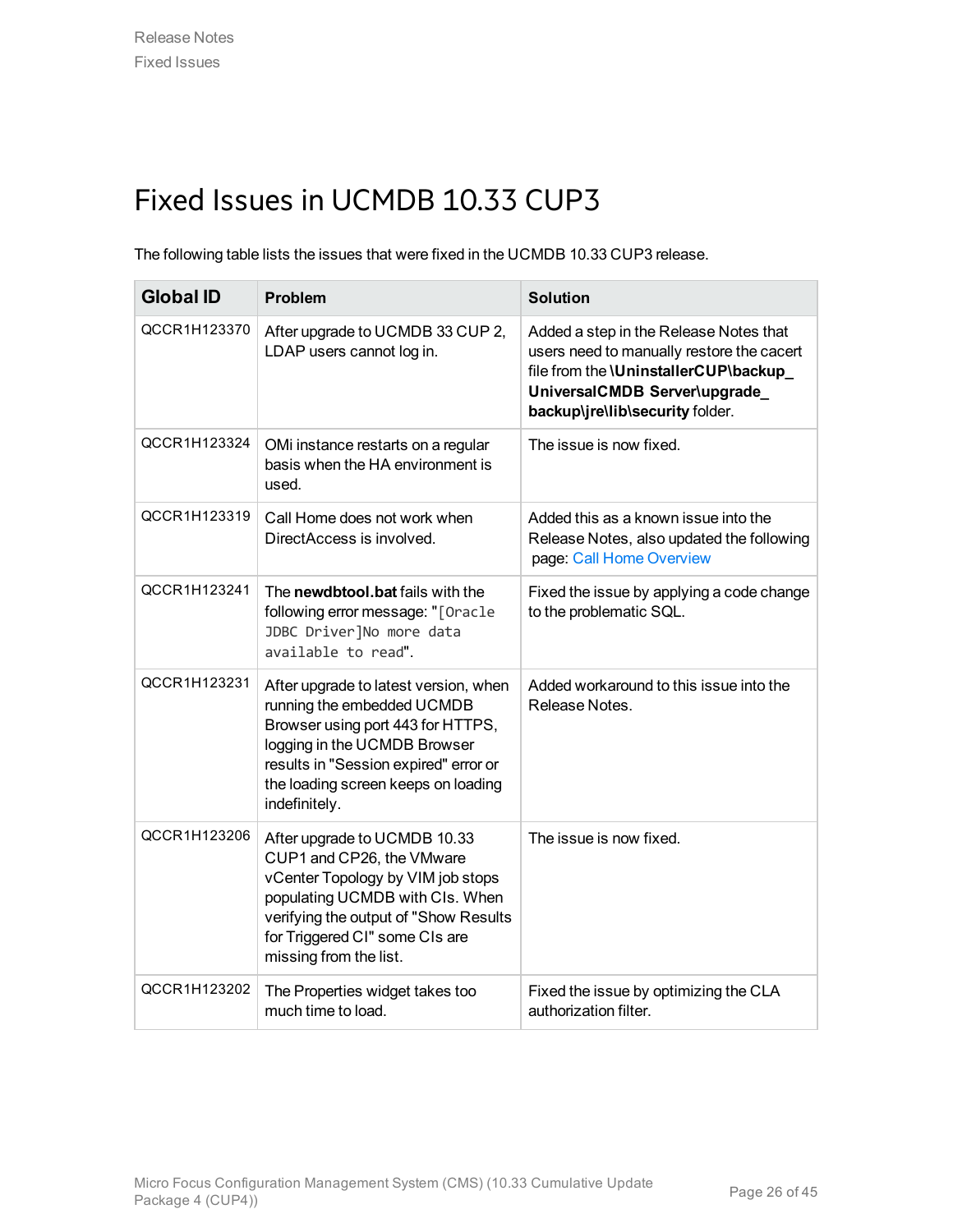# Fixed Issues in UCMDB 10.33 CUP3

The following table lists the issues that were fixed in the UCMDB 10.33 CUP3 release.

| Global ID | Problem | Solution |
|---|---|---|
| QCCR1H123370 | After upgrade to UCMDB 33 CUP 2, LDAP users cannot log in. | Added a step in the Release Notes that users need to manually restore the cacert file from the **\UninstallerCUP\backup_UniversalCMDB Server\upgrade_backup\jre\lib\security** folder. |
| QCCR1H123324 | OMi instance restarts on a regular basis when the HA environment is used. | The issue is now fixed. |
| QCCR1H123319 | Call Home does not work when DirectAccess is involved. | Added this as a known issue into the Release Notes, also updated the following page: Call Home Overview |
| QCCR1H123241 | The **newdbtool.bat** fails with the following error message: "`[Oracle JDBC Driver]No more data available to read`". | Fixed the issue by applying a code change to the problematic SQL. |
| QCCR1H123231 | After upgrade to latest version, when running the embedded UCMDB Browser using port 443 for HTTPS, logging in the UCMDB Browser results in "Session expired" error or the loading screen keeps on loading indefinitely. | Added workaround to this issue into the Release Notes. |
| QCCR1H123206 | After upgrade to UCMDB 10.33 CUP1 and CP26, the VMware vCenter Topology by VIM job stops populating UCMDB with CIs. When verifying the output of "Show Results for Triggered CI" some CIs are missing from the list. | The issue is now fixed. |
| QCCR1H123202 | The Properties widget takes too much time to load. | Fixed the issue by optimizing the CLA authorization filter. |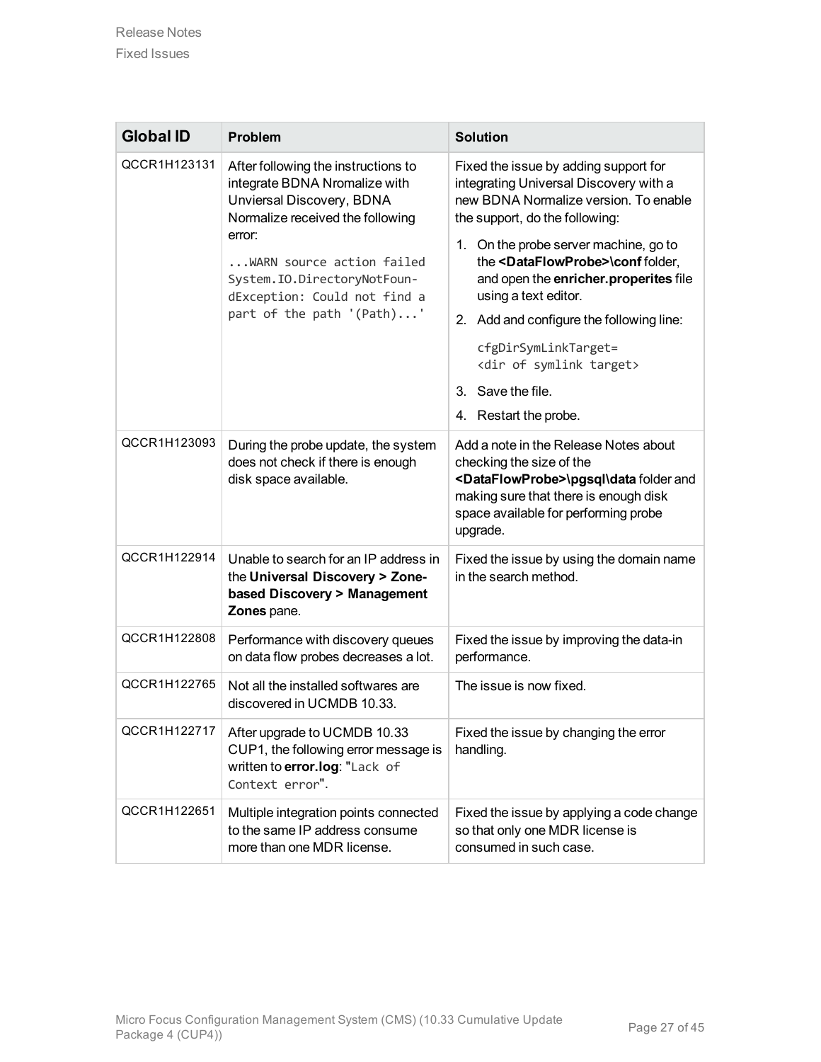| Global ID | Problem | Solution |
|---|---|---|
| QCCR1H123131 | After following the instructions to integrate BDNA Nromalize with Unviersal Discovery, BDNA Normalize received the following error: `...WARN source action failed System.IO.DirectoryNotFoundException: Could not find a part of the path '(Path)...'` | Fixed the issue by adding support for integrating Universal Discovery with a new BDNA Normalize version. To enable the support, do the following: 1. On the probe server machine, go to the **<DataFlowProbe>\conf** folder, and open the **enricher.properites** file using a text editor. 2. Add and configure the following line: `cfgDirSymLinkTarget= <dir of symlink target>` 3. Save the file. 4. Restart the probe. |
| QCCR1H123093 | During the probe update, the system does not check if there is enough disk space available. | Add a note in the Release Notes about checking the size of the **<DataFlowProbe>\pgsql\data** folder and making sure that there is enough disk space available for performing probe upgrade. |
| QCCR1H122914 | Unable to search for an IP address in the **Universal Discovery > Zone-based Discovery > Management Zones** pane. | Fixed the issue by using the domain name in the search method. |
| QCCR1H122808 | Performance with discovery queues on data flow probes decreases a lot. | Fixed the issue by improving the data-in performance. |
| QCCR1H122765 | Not all the installed softwares are discovered in UCMDB 10.33. | The issue is now fixed. |
| QCCR1H122717 | After upgrade to UCMDB 10.33 CUP1, the following error message is written to **error.log**: "`Lack of Context error`". | Fixed the issue by changing the error handling. |
| QCCR1H122651 | Multiple integration points connected to the same IP address consume more than one MDR license. | Fixed the issue by applying a code change so that only one MDR license is consumed in such case. |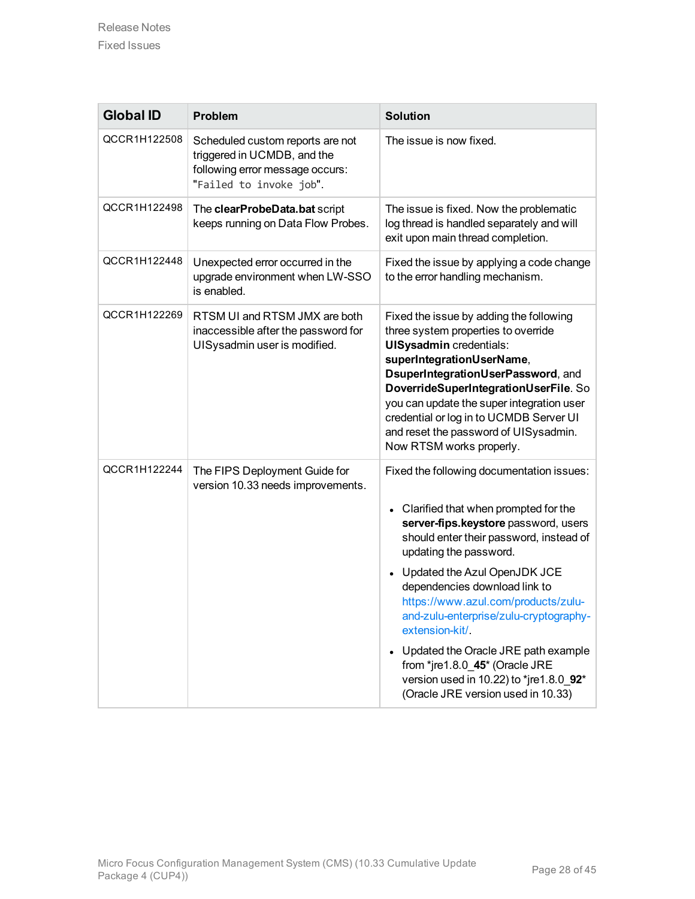| Global ID | Problem | Solution |
|---|---|---|
| QCCR1H122508 | Scheduled custom reports are not triggered in UCMDB, and the following error message occurs: "`Failed to invoke job`". | The issue is now fixed. |
| QCCR1H122498 | The **clearProbeData.bat** script keeps running on Data Flow Probes. | The issue is fixed. Now the problematic log thread is handled separately and will exit upon main thread completion. |
| QCCR1H122448 | Unexpected error occurred in the upgrade environment when LW-SSO is enabled. | Fixed the issue by applying a code change to the error handling mechanism. |
| QCCR1H122269 | RTSM UI and RTSM JMX are both inaccessible after the password for UISysadmin user is modified. | Fixed the issue by adding the following three system properties to override **UISysadmin** credentials: **superIntegrationUserName**, **DsuperIntegrationUserPassword**, and **DoverrideSuperIntegrationUserFile**. So you can update the super integration user credential or log in to UCMDB Server UI and reset the password of UISysadmin. Now RTSM works properly. |
| QCCR1H122244 | The FIPS Deployment Guide for version 10.33 needs improvements. | Fixed the following documentation issues:<br>• Clarified that when prompted for the **server-fips.keystore** password, users should enter their password, instead of updating the password.<br>• Updated the Azul OpenJDK JCE dependencies download link to https://www.azul.com/products/zulu-and-zulu-enterprise/zulu-cryptography-extension-kit/.<br>• Updated the Oracle JRE path example from *jre1.8.0_**45*** (Oracle JRE version used in 10.22) to *jre1.8.0_**92*** (Oracle JRE version used in 10.33) |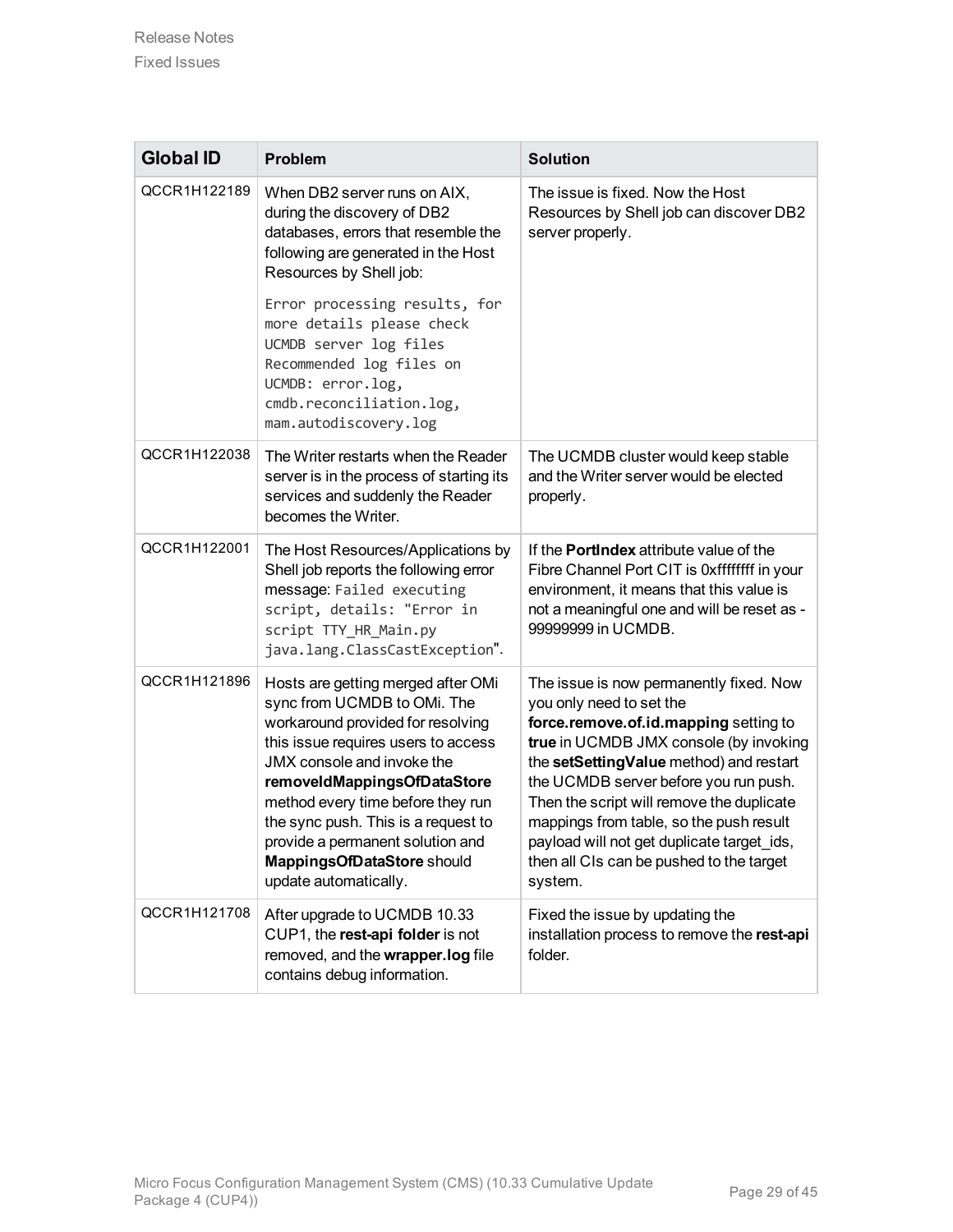| Global ID | Problem | Solution |
|---|---|---|
| QCCR1H122189 | When DB2 server runs on AIX, during the discovery of DB2 databases, errors that resemble the following are generated in the Host Resources by Shell job:<br><br>`Error processing results, for more details please check UCMDB server log files Recommended log files on UCMDB: error.log, cmdb.reconciliation.log, mam.autodiscovery.log` | The issue is fixed. Now the Host Resources by Shell job can discover DB2 server properly. |
| QCCR1H122038 | The Writer restarts when the Reader server is in the process of starting its services and suddenly the Reader becomes the Writer. | The UCMDB cluster would keep stable and the Writer server would be elected properly. |
| QCCR1H122001 | The Host Resources/Applications by Shell job reports the following error message: `Failed executing script, details: "Error in script TTY_HR_Main.py java.lang.ClassCastException`". | If the **PortIndex** attribute value of the Fibre Channel Port CIT is 0xffffffff in your environment, it means that this value is not a meaningful one and will be reset as -99999999 in UCMDB. |
| QCCR1H121896 | Hosts are getting merged after OMi sync from UCMDB to OMi. The workaround provided for resolving this issue requires users to access JMX console and invoke the **removeIdMappingsOfDataStore** method every time before they run the sync push. This is a request to provide a permanent solution and **MappingsOfDataStore** should update automatically. | The issue is now permanently fixed. Now you only need to set the **force.remove.of.id.mapping** setting to **true** in UCMDB JMX console (by invoking the **setSettingValue** method) and restart the UCMDB server before you run push. Then the script will remove the duplicate mappings from table, so the push result payload will not get duplicate target_ids, then all CIs can be pushed to the target system. |
| QCCR1H121708 | After upgrade to UCMDB 10.33 CUP1, the **rest-api folder** is not removed, and the **wrapper.log** file contains debug information. | Fixed the issue by updating the installation process to remove the **rest-api** folder. |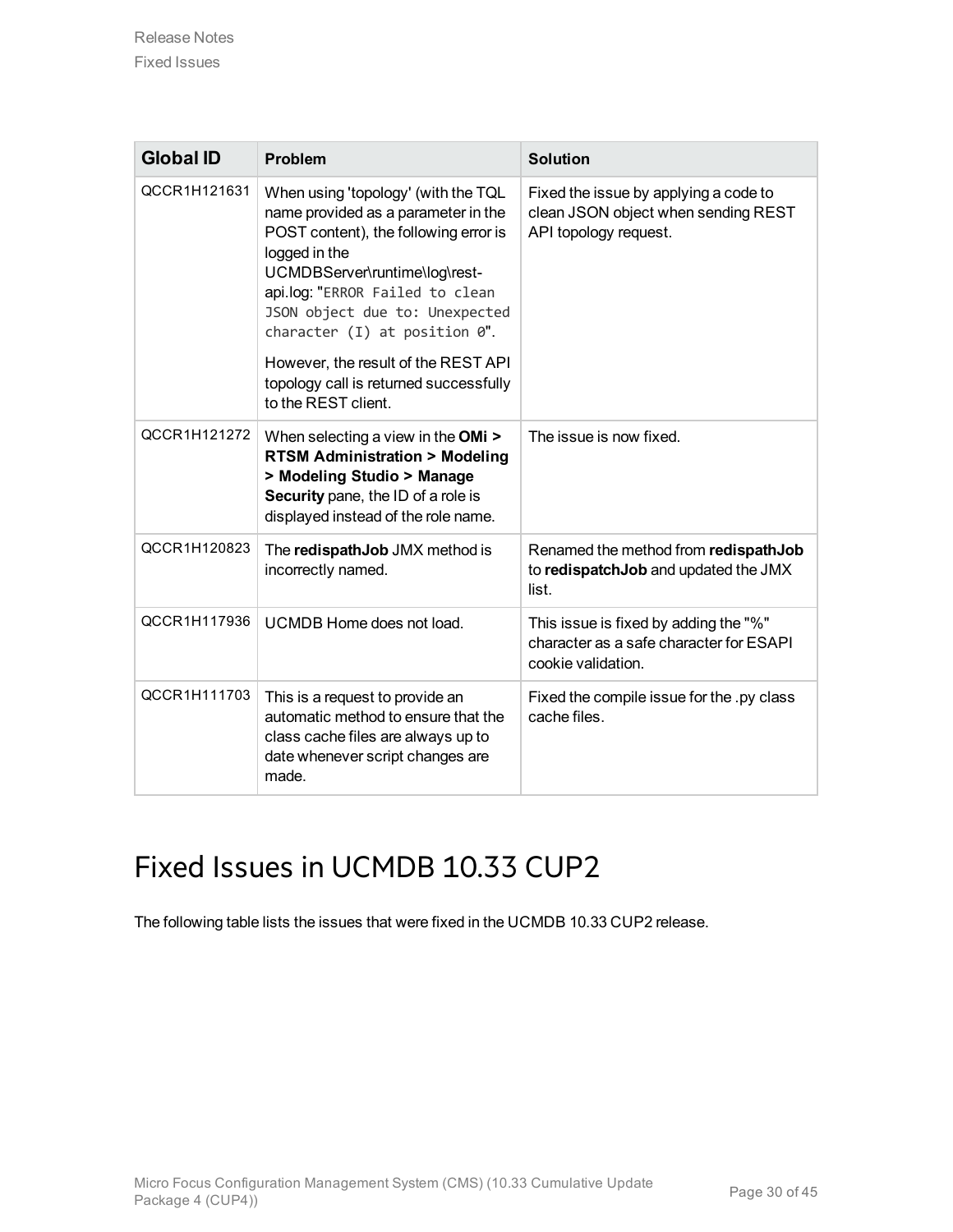| Global ID | Problem | Solution |
|---|---|---|
| QCCR1H121631 | When using 'topology' (with the TQL name provided as a parameter in the POST content), the following error is logged in the UCMDBServer\runtime\log\rest-api.log: "`ERROR Failed to clean JSON object due to: Unexpected character (I) at position 0`". However, the result of the REST API topology call is returned successfully to the REST client. | Fixed the issue by applying a code to clean JSON object when sending REST API topology request. |
| QCCR1H121272 | When selecting a view in the **OMi > RTSM Administration > Modeling > Modeling Studio > Manage Security** pane, the ID of a role is displayed instead of the role name. | The issue is now fixed. |
| QCCR1H120823 | The **redispathJob** JMX method is incorrectly named. | Renamed the method from **redispathJob** to **redispatchJob** and updated the JMX list. |
| QCCR1H117936 | UCMDB Home does not load. | This issue is fixed by adding the "%" character as a safe character for ESAPI cookie validation. |
| QCCR1H111703 | This is a request to provide an automatic method to ensure that the class cache files are always up to date whenever script changes are made. | Fixed the compile issue for the .py class cache files. |

# Fixed Issues in UCMDB 10.33 CUP2

The following table lists the issues that were fixed in the UCMDB 10.33 CUP2 release.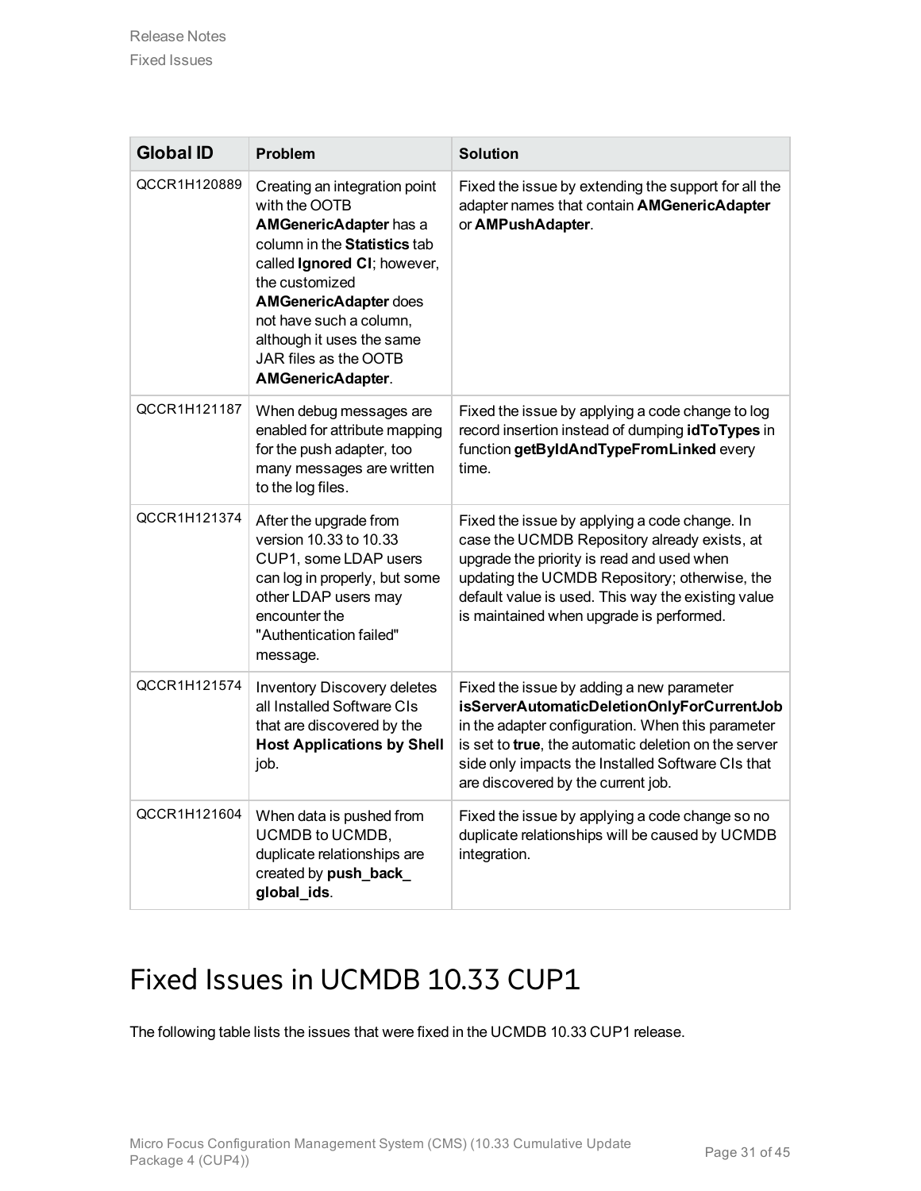| Global ID | Problem | Solution |
| --- | --- | --- |
| QCCR1H120889 | Creating an integration point with the OOTB **AMGenericAdapter** has a column in the **Statistics** tab called **Ignored CI**; however, the customized **AMGenericAdapter** does not have such a column, although it uses the same JAR files as the OOTB **AMGenericAdapter**. | Fixed the issue by extending the support for all the adapter names that contain **AMGenericAdapter** or **AMPushAdapter**. |
| QCCR1H121187 | When debug messages are enabled for attribute mapping for the push adapter, too many messages are written to the log files. | Fixed the issue by applying a code change to log record insertion instead of dumping **idToTypes** in function **getByIdAndTypeFromLinked** every time. |
| QCCR1H121374 | After the upgrade from version 10.33 to 10.33 CUP1, some LDAP users can log in properly, but some other LDAP users may encounter the "Authentication failed" message. | Fixed the issue by applying a code change. In case the UCMDB Repository already exists, at upgrade the priority is read and used when updating the UCMDB Repository; otherwise, the default value is used. This way the existing value is maintained when upgrade is performed. |
| QCCR1H121574 | Inventory Discovery deletes all Installed Software CIs that are discovered by the **Host Applications by Shell** job. | Fixed the issue by adding a new parameter **isServerAutomaticDeletionOnlyForCurrentJob** in the adapter configuration. When this parameter is set to **true**, the automatic deletion on the server side only impacts the Installed Software CIs that are discovered by the current job. |
| QCCR1H121604 | When data is pushed from UCMDB to UCMDB, duplicate relationships are created by **push_back_global_ids**. | Fixed the issue by applying a code change so no duplicate relationships will be caused by UCMDB integration. |

# Fixed Issues in UCMDB 10.33 CUP1

The following table lists the issues that were fixed in the UCMDB 10.33 CUP1 release.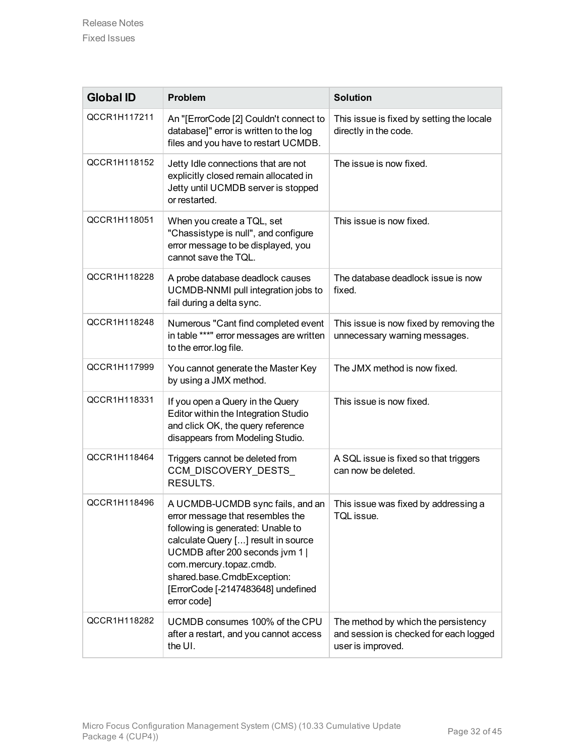| Global ID | Problem | Solution |
| --- | --- | --- |
| QCCR1H117211 | An "[ErrorCode [2] Couldn't connect to database]" error is written to the log files and you have to restart UCMDB. | This issue is fixed by setting the locale directly in the code. |
| QCCR1H118152 | Jetty Idle connections that are not explicitly closed remain allocated in Jetty until UCMDB server is stopped or restarted. | The issue is now fixed. |
| QCCR1H118051 | When you create a TQL, set "Chassistype is null", and configure error message to be displayed, you cannot save the TQL. | This issue is now fixed. |
| QCCR1H118228 | A probe database deadlock causes UCMDB-NNMI pull integration jobs to fail during a delta sync. | The database deadlock issue is now fixed. |
| QCCR1H118248 | Numerous "Cant find completed event in table ***" error messages are written to the error.log file. | This issue is now fixed by removing the unnecessary warning messages. |
| QCCR1H117999 | You cannot generate the Master Key by using a JMX method. | The JMX method is now fixed. |
| QCCR1H118331 | If you open a Query in the Query Editor within the Integration Studio and click OK, the query reference disappears from Modeling Studio. | This issue is now fixed. |
| QCCR1H118464 | Triggers cannot be deleted from CCM_DISCOVERY_DESTS_ RESULTS. | A SQL issue is fixed so that triggers can now be deleted. |
| QCCR1H118496 | A UCMDB-UCMDB sync fails, and an error message that resembles the following is generated: Unable to calculate Query [...] result in source UCMDB after 200 seconds jvm 1 \| com.mercury.topaz.cmdb. shared.base.CmdbException: [ErrorCode [-2147483648] undefined error code] | This issue was fixed by addressing a TQL issue. |
| QCCR1H118282 | UCMDB consumes 100% of the CPU after a restart, and you cannot access the UI. | The method by which the persistency and session is checked for each logged user is improved. |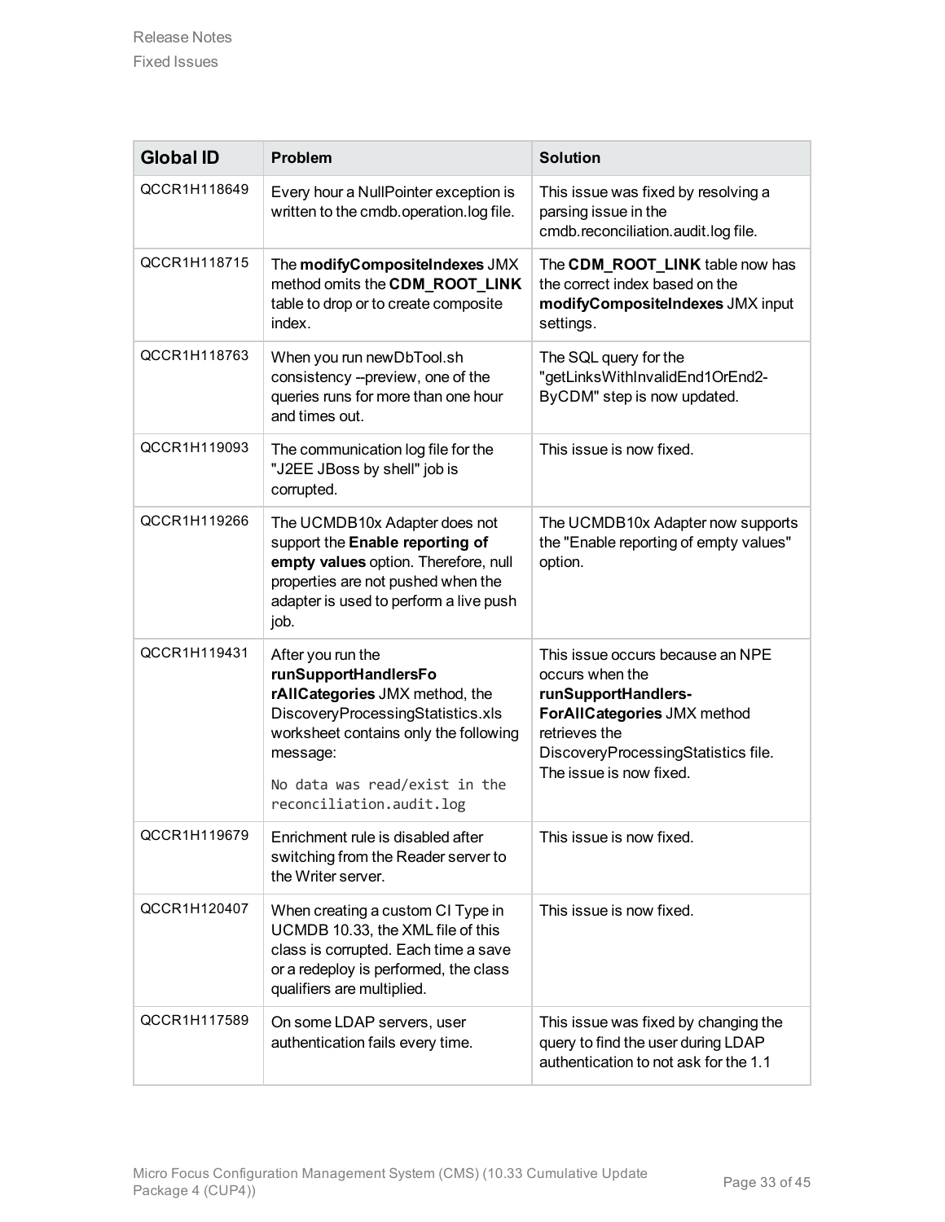| Global ID | Problem | Solution |
| --- | --- | --- |
| QCCR1H118649 | Every hour a NullPointer exception is written to the cmdb.operation.log file. | This issue was fixed by resolving a parsing issue in the cmdb.reconciliation.audit.log file. |
| QCCR1H118715 | The **modifyCompositeIndexes** JMX method omits the **CDM_ROOT_LINK** table to drop or to create composite index. | The **CDM_ROOT_LINK** table now has the correct index based on the **modifyCompositeIndexes** JMX input settings. |
| QCCR1H118763 | When you run newDbTool.sh consistency --preview, one of the queries runs for more than one hour and times out. | The SQL query for the "getLinksWithInvalidEnd1OrEnd2-ByCDM" step is now updated. |
| QCCR1H119093 | The communication log file for the "J2EE JBoss by shell" job is corrupted. | This issue is now fixed. |
| QCCR1H119266 | The UCMDB10x Adapter does not support the **Enable reporting of empty values** option. Therefore, null properties are not pushed when the adapter is used to perform a live push job. | The UCMDB10x Adapter now supports the "Enable reporting of empty values" option. |
| QCCR1H119431 | After you run the **runSupportHandlersFo rAllCategories** JMX method, the DiscoveryProcessingStatistics.xls worksheet contains only the following message: `No data was read/exist in the reconciliation.audit.log` | This issue occurs because an NPE occurs when the **runSupportHandlers-ForAllCategories** JMX method retrieves the DiscoveryProcessingStatistics file. The issue is now fixed. |
| QCCR1H119679 | Enrichment rule is disabled after switching from the Reader server to the Writer server. | This issue is now fixed. |
| QCCR1H120407 | When creating a custom CI Type in UCMDB 10.33, the XML file of this class is corrupted. Each time a save or a redeploy is performed, the class qualifiers are multiplied. | This issue is now fixed. |
| QCCR1H117589 | On some LDAP servers, user authentication fails every time. | This issue was fixed by changing the query to find the user during LDAP authentication to not ask for the 1.1 |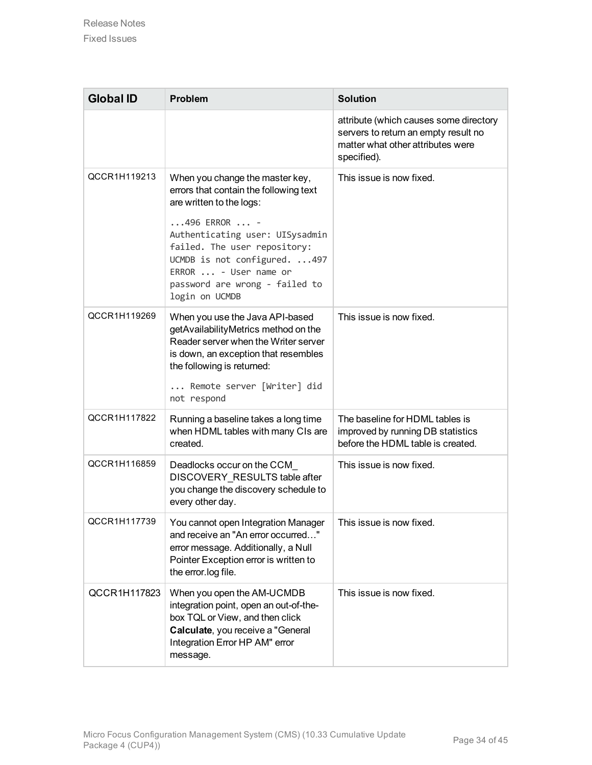| Global ID | Problem | Solution |
|---|---|---|
| | | attribute (which causes some directory servers to return an empty result no matter what other attributes were specified). |
| QCCR1H119213 | When you change the master key, errors that contain the following text are written to the logs: `...496 ERROR ... - Authenticating user: UISysadmin failed. The user repository: UCMDB is not configured. ...497 ERROR ... - User name or password are wrong - failed to login on UCMDB` | This issue is now fixed. |
| QCCR1H119269 | When you use the Java API-based getAvailabilityMetrics method on the Reader server when the Writer server is down, an exception that resembles the following is returned: `... Remote server [Writer] did not respond` | This issue is now fixed. |
| QCCR1H117822 | Running a baseline takes a long time when HDML tables with many CIs are created. | The baseline for HDML tables is improved by running DB statistics before the HDML table is created. |
| QCCR1H116859 | Deadlocks occur on the CCM_DISCOVERY_RESULTS table after you change the discovery schedule to every other day. | This issue is now fixed. |
| QCCR1H117739 | You cannot open Integration Manager and receive an "An error occurred…" error message. Additionally, a Null Pointer Exception error is written to the error.log file. | This issue is now fixed. |
| QCCR1H117823 | When you open the AM-UCMDB integration point, open an out-of-the-box TQL or View, and then click **Calculate**, you receive a "General Integration Error HP AM" error message. | This issue is now fixed. |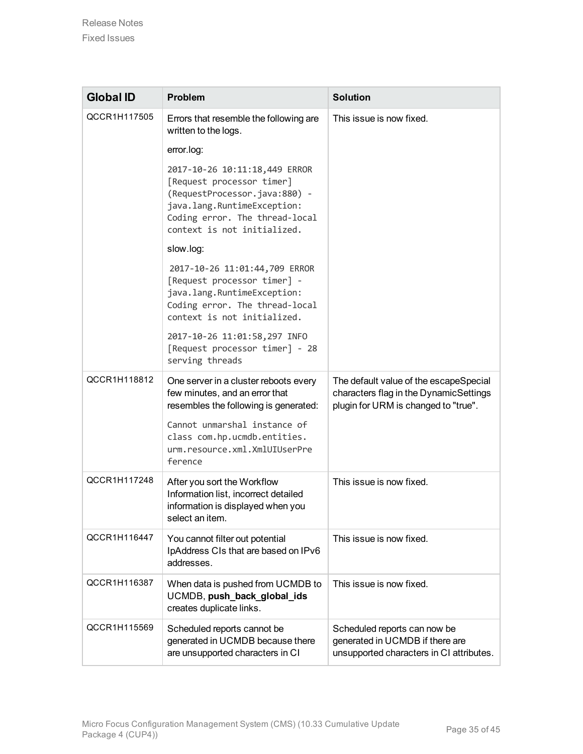| Global ID | Problem | Solution |
|---|---|---|
| QCCR1H117505 | Errors that resemble the following are written to the logs.<br><br>error.log:<br><br>`2017-10-26 10:11:18,449 ERROR [Request processor timer] (RequestProcessor.java:880) - java.lang.RuntimeException: Coding error. The thread-local context is not initialized.`<br><br>slow.log:<br><br>`2017-10-26 11:01:44,709 ERROR [Request processor timer] - java.lang.RuntimeException: Coding error. The thread-local context is not initialized.`<br><br>`2017-10-26 11:01:58,297 INFO [Request processor timer] - 28 serving threads` | This issue is now fixed. |
| QCCR1H118812 | One server in a cluster reboots every few minutes, and an error that resembles the following is generated:<br><br>`Cannot unmarshal instance of class com.hp.ucmdb.entities.urm.resource.xml.XmlUIUserPreference` | The default value of the escapeSpecial characters flag in the DynamicSettings plugin for URM is changed to "true". |
| QCCR1H117248 | After you sort the Workflow Information list, incorrect detailed information is displayed when you select an item. | This issue is now fixed. |
| QCCR1H116447 | You cannot filter out potential IpAddress CIs that are based on IPv6 addresses. | This issue is now fixed. |
| QCCR1H116387 | When data is pushed from UCMDB to UCMDB, **push_back_global_ids** creates duplicate links. | This issue is now fixed. |
| QCCR1H115569 | Scheduled reports cannot be generated in UCMDB because there are unsupported characters in CI | Scheduled reports can now be generated in UCMDB if there are unsupported characters in CI attributes. |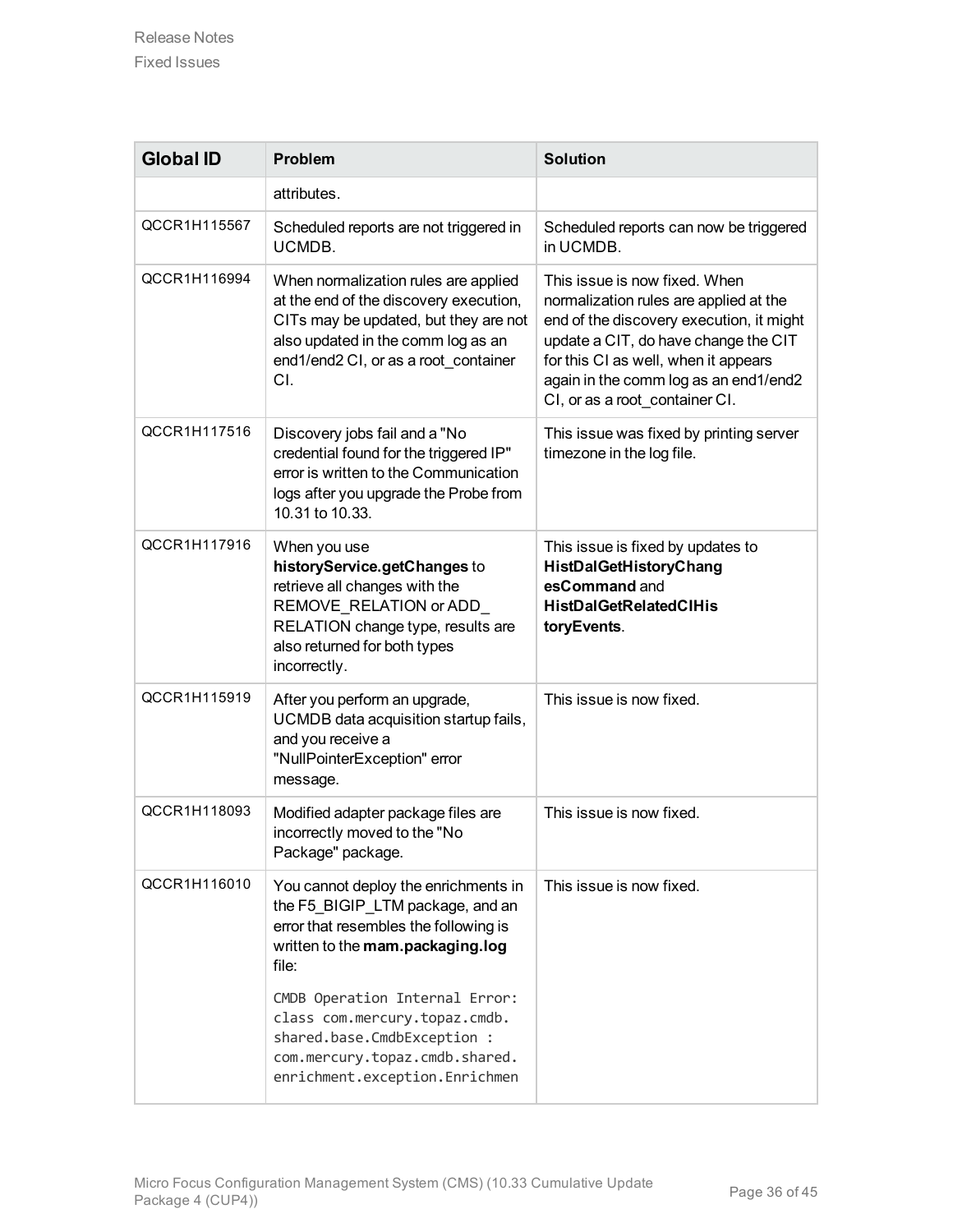| Global ID | Problem | Solution |
| --- | --- | --- |
| | attributes. | |
| QCCR1H115567 | Scheduled reports are not triggered in UCMDB. | Scheduled reports can now be triggered in UCMDB. |
| QCCR1H116994 | When normalization rules are applied at the end of the discovery execution, CITs may be updated, but they are not also updated in the comm log as an end1/end2 CI, or as a root_container CI. | This issue is now fixed. When normalization rules are applied at the end of the discovery execution, it might update a CIT, do have change the CIT for this CI as well, when it appears again in the comm log as an end1/end2 CI, or as a root_container CI. |
| QCCR1H117516 | Discovery jobs fail and a "No credential found for the triggered IP" error is written to the Communication logs after you upgrade the Probe from 10.31 to 10.33. | This issue was fixed by printing server timezone in the log file. |
| QCCR1H117916 | When you use **historyService.getChanges** to retrieve all changes with the REMOVE_RELATION or ADD_RELATION change type, results are also returned for both types incorrectly. | This issue is fixed by updates to **HistDalGetHistoryChangesCommand** and **HistDalGetRelatedCIHistoryEvents**. |
| QCCR1H115919 | After you perform an upgrade, UCMDB data acquisition startup fails, and you receive a "NullPointerException" error message. | This issue is now fixed. |
| QCCR1H118093 | Modified adapter package files are incorrectly moved to the "No Package" package. | This issue is now fixed. |
| QCCR1H116010 | You cannot deploy the enrichments in the F5_BIGIP_LTM package, and an error that resembles the following is written to the **mam.packaging.log** file:<br><br>`CMDB Operation Internal Error: class com.mercury.topaz.cmdb.shared.base.CmdbException : com.mercury.topaz.cmdb.shared.enrichment.exception.Enrichmen` | This issue is now fixed. |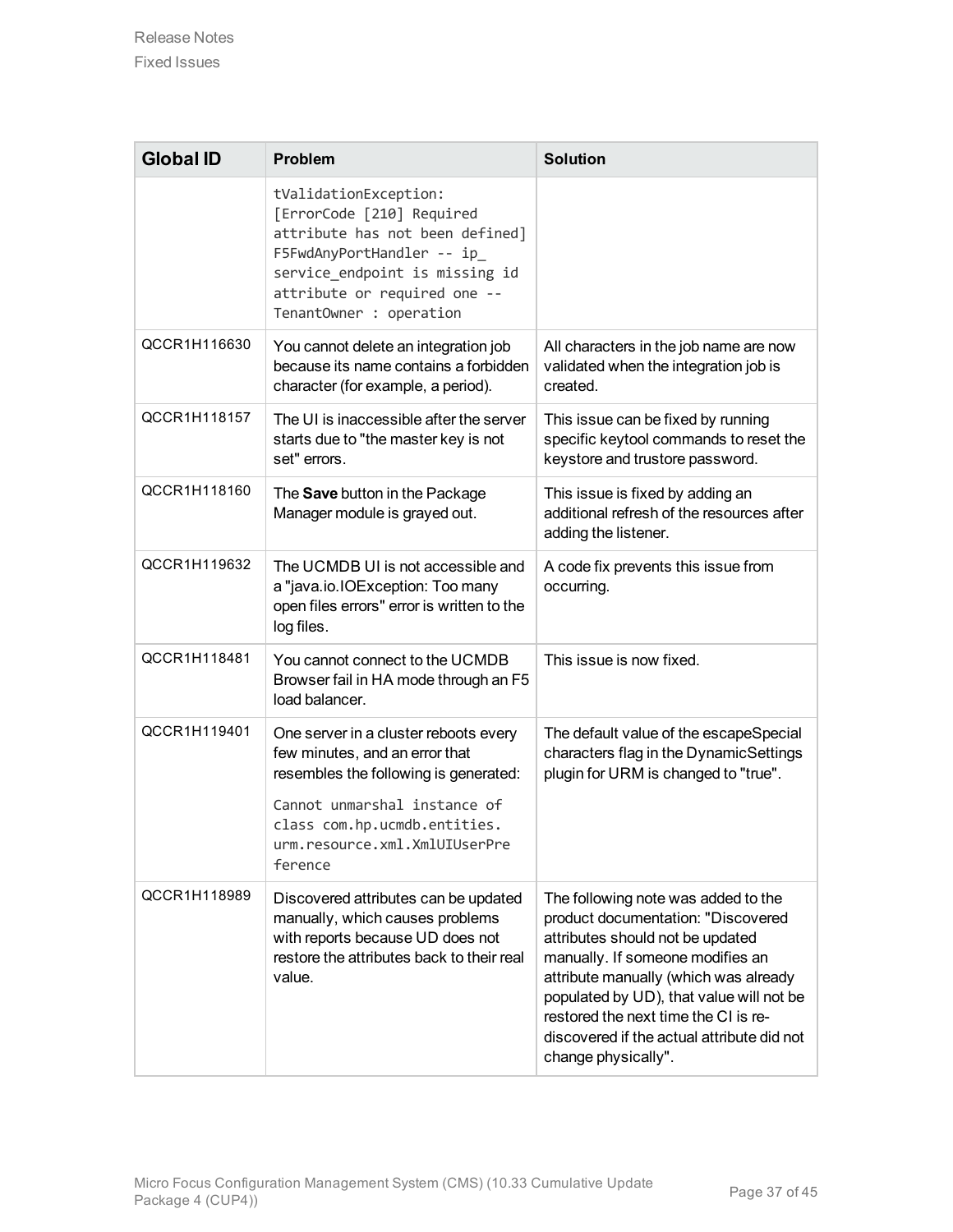| Global ID | Problem | Solution |
| --- | --- | --- |
| | tValidationException: [ErrorCode [210] Required attribute has not been defined] F5FwdAnyPortHandler -- ip_service_endpoint is missing id attribute or required one -- TenantOwner : operation | |
| QCCR1H116630 | You cannot delete an integration job because its name contains a forbidden character (for example, a period). | All characters in the job name are now validated when the integration job is created. |
| QCCR1H118157 | The UI is inaccessible after the server starts due to "the master key is not set" errors. | This issue can be fixed by running specific keytool commands to reset the keystore and trustore password. |
| QCCR1H118160 | The **Save** button in the Package Manager module is grayed out. | This issue is fixed by adding an additional refresh of the resources after adding the listener. |
| QCCR1H119632 | The UCMDB UI is not accessible and a "java.io.IOException: Too many open files errors" error is written to the log files. | A code fix prevents this issue from occurring. |
| QCCR1H118481 | You cannot connect to the UCMDB Browser fail in HA mode through an F5 load balancer. | This issue is now fixed. |
| QCCR1H119401 | One server in a cluster reboots every few minutes, and an error that resembles the following is generated: `Cannot unmarshal instance of class com.hp.ucmdb.entities.urm.resource.xml.XmlUIUserPreference` | The default value of the escapeSpecial characters flag in the DynamicSettings plugin for URM is changed to "true". |
| QCCR1H118989 | Discovered attributes can be updated manually, which causes problems with reports because UD does not restore the attributes back to their real value. | The following note was added to the product documentation: "Discovered attributes should not be updated manually. If someone modifies an attribute manually (which was already populated by UD), that value will not be restored the next time the CI is re-discovered if the actual attribute did not change physically". |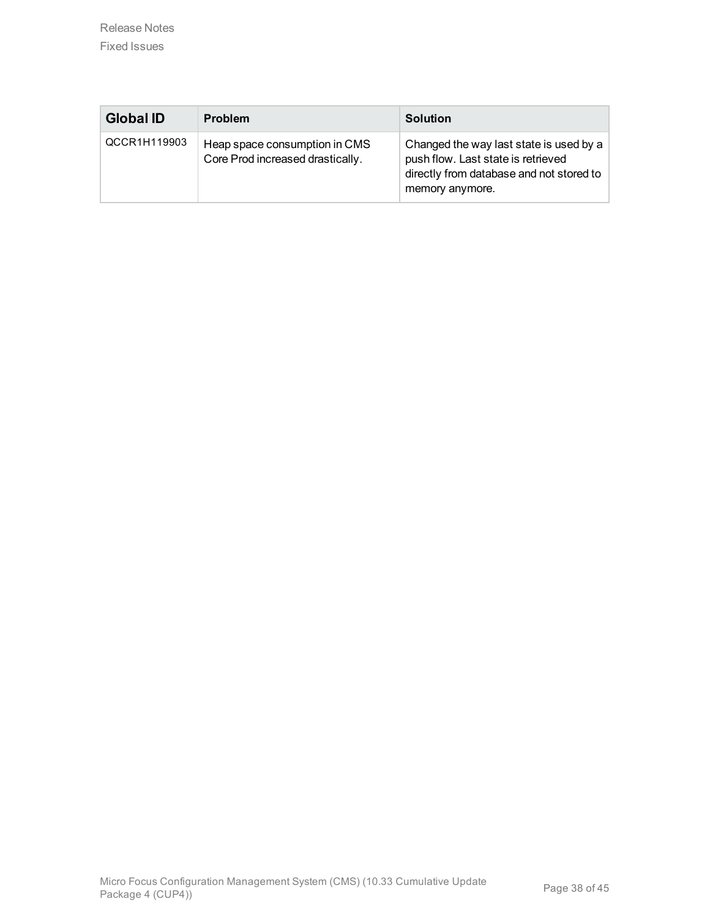| Global ID | Problem | Solution |
| --- | --- | --- |
| QCCR1H119903 | Heap space consumption in CMS Core Prod increased drastically. | Changed the way last state is used by a push flow. Last state is retrieved directly from database and not stored to memory anymore. |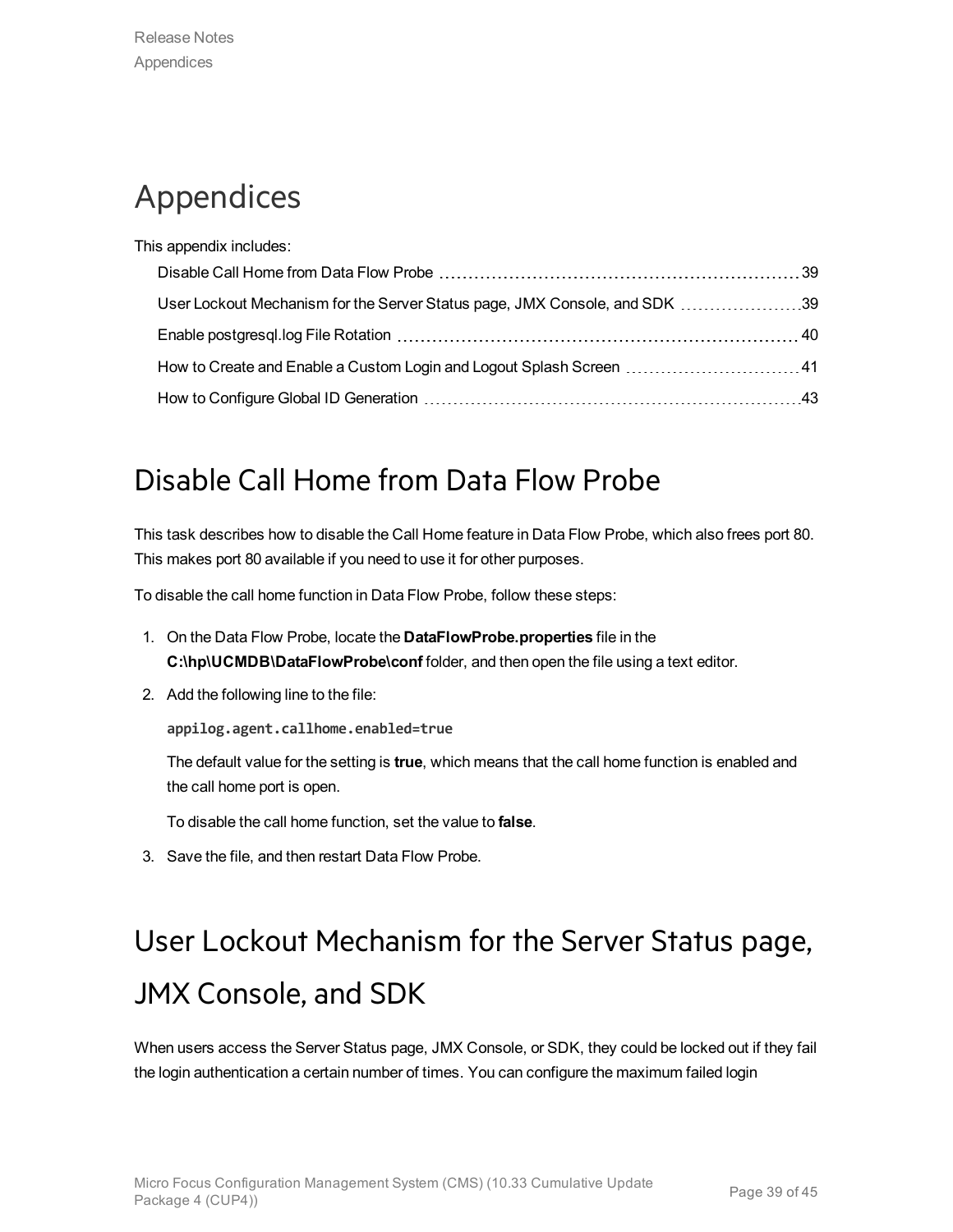# Appendices

This appendix includes:

- Disable Call Home from Data Flow Probe ..... 39
- User Lockout Mechanism for the Server Status page, JMX Console, and SDK ..... 39
- Enable postgresql.log File Rotation ..... 40
- How to Create and Enable a Custom Login and Logout Splash Screen ..... 41
- How to Configure Global ID Generation ..... 43

## Disable Call Home from Data Flow Probe

This task describes how to disable the Call Home feature in Data Flow Probe, which also frees port 80. This makes port 80 available if you need to use it for other purposes.

To disable the call home function in Data Flow Probe, follow these steps:

1. On the Data Flow Probe, locate the **DataFlowProbe.properties** file in the **C:\hp\UCMDB\DataFlowProbe\conf** folder, and then open the file using a text editor.
2. Add the following line to the file:

   ```
   appilog.agent.callhome.enabled=true
   ```

   The default value for the setting is **true**, which means that the call home function is enabled and the call home port is open.

   To disable the call home function, set the value to **false**.
3. Save the file, and then restart Data Flow Probe.

## User Lockout Mechanism for the Server Status page, JMX Console, and SDK

When users access the Server Status page, JMX Console, or SDK, they could be locked out if they fail the login authentication a certain number of times. You can configure the maximum failed login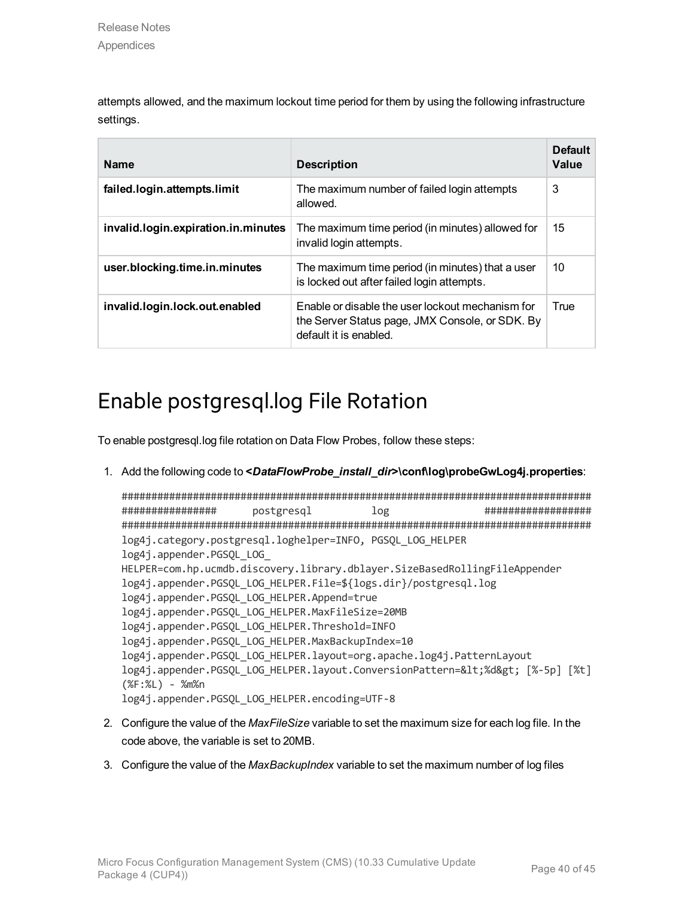attempts allowed, and the maximum lockout time period for them by using the following infrastructure settings.

| Name | Description | Default Value |
| --- | --- | --- |
| **failed.login.attempts.limit** | The maximum number of failed login attempts allowed. | 3 |
| **invalid.login.expiration.in.minutes** | The maximum time period (in minutes) allowed for invalid login attempts. | 15 |
| **user.blocking.time.in.minutes** | The maximum time period (in minutes) that a user is locked out after failed login attempts. | 10 |
| **invalid.login.lock.out.enabled** | Enable or disable the user lockout mechanism for the Server Status page, JMX Console, or SDK. By default it is enabled. | True |

# Enable postgresql.log File Rotation

To enable postgresql.log file rotation on Data Flow Probes, follow these steps:

1. Add the following code to **<*DataFlowProbe_install_dir*>\conf\log\probeGwLog4j.properties**:

   ```
   ################################################################################
   ################      postgresql          log               #################
   ################################################################################
   log4j.category.postgresql.loghelper=INFO, PGSQL_LOG_HELPER
   log4j.appender.PGSQL_LOG_
   HELPER=com.hp.ucmdb.discovery.library.dblayer.SizeBasedRollingFileAppender
   log4j.appender.PGSQL_LOG_HELPER.File=${logs.dir}/postgresql.log
   log4j.appender.PGSQL_LOG_HELPER.Append=true
   log4j.appender.PGSQL_LOG_HELPER.MaxFileSize=20MB
   log4j.appender.PGSQL_LOG_HELPER.Threshold=INFO
   log4j.appender.PGSQL_LOG_HELPER.MaxBackupIndex=10
   log4j.appender.PGSQL_LOG_HELPER.layout=org.apache.log4j.PatternLayout
   log4j.appender.PGSQL_LOG_HELPER.layout.ConversionPattern=&lt;%d&gt; [%-5p] [%t]
   (%F:%L) - %m%n
   log4j.appender.PGSQL_LOG_HELPER.encoding=UTF-8
   ```

2. Configure the value of the *MaxFileSize* variable to set the maximum size for each log file. In the code above, the variable is set to 20MB.

3. Configure the value of the *MaxBackupIndex* variable to set the maximum number of log files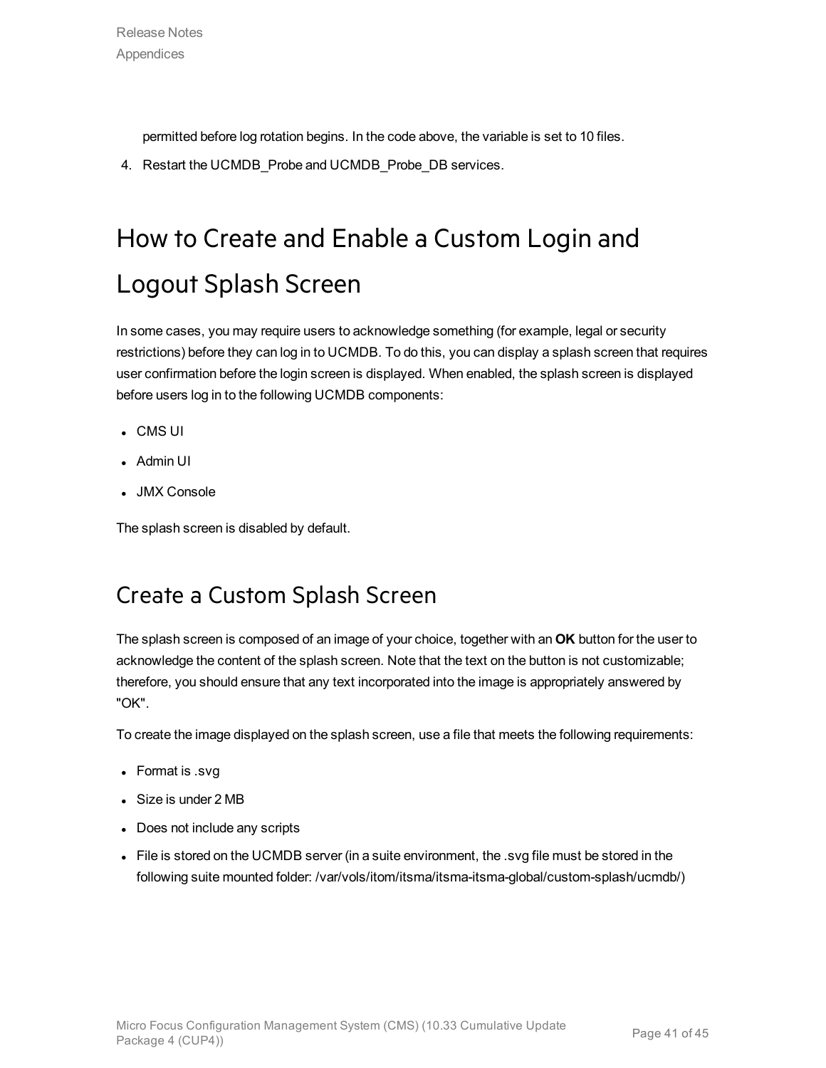permitted before log rotation begins. In the code above, the variable is set to 10 files.

4. Restart the UCMDB_Probe and UCMDB_Probe_DB services.

# How to Create and Enable a Custom Login and Logout Splash Screen

In some cases, you may require users to acknowledge something (for example, legal or security restrictions) before they can log in to UCMDB. To do this, you can display a splash screen that requires user confirmation before the login screen is displayed. When enabled, the splash screen is displayed before users log in to the following UCMDB components:

- CMS UI
- Admin UI
- JMX Console

The splash screen is disabled by default.

## Create a Custom Splash Screen

The splash screen is composed of an image of your choice, together with an **OK** button for the user to acknowledge the content of the splash screen. Note that the text on the button is not customizable; therefore, you should ensure that any text incorporated into the image is appropriately answered by "OK".

To create the image displayed on the splash screen, use a file that meets the following requirements:

- Format is .svg
- Size is under 2 MB
- Does not include any scripts
- File is stored on the UCMDB server (in a suite environment, the .svg file must be stored in the following suite mounted folder: /var/vols/itom/itsma/itsma-itsma-global/custom-splash/ucmdb/)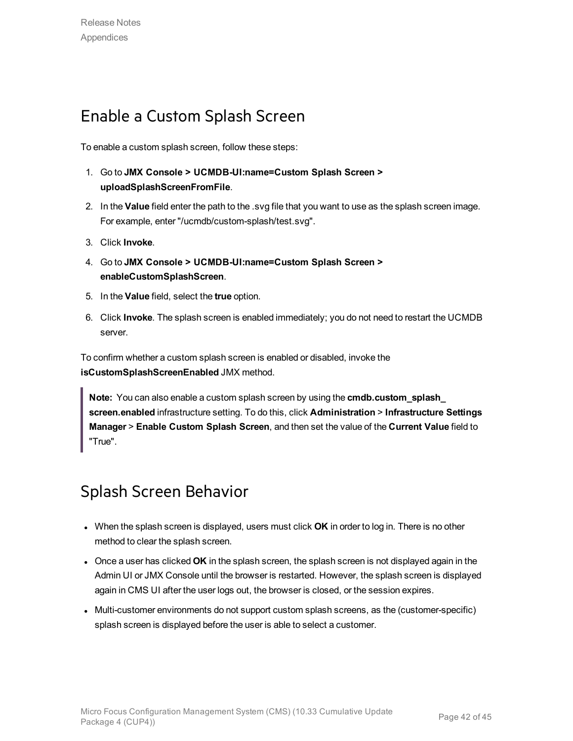## Enable a Custom Splash Screen

To enable a custom splash screen, follow these steps:

1. Go to **JMX Console > UCMDB-UI:name=Custom Splash Screen > uploadSplashScreenFromFile**.
2. In the **Value** field enter the path to the .svg file that you want to use as the splash screen image. For example, enter "/ucmdb/custom-splash/test.svg".
3. Click **Invoke**.
4. Go to **JMX Console > UCMDB-UI:name=Custom Splash Screen > enableCustomSplashScreen**.
5. In the **Value** field, select the **true** option.
6. Click **Invoke**. The splash screen is enabled immediately; you do not need to restart the UCMDB server.

To confirm whether a custom splash screen is enabled or disabled, invoke the **isCustomSplashScreenEnabled** JMX method.

> **Note:** You can also enable a custom splash screen by using the **cmdb.custom_splash_screen.enabled** infrastructure setting. To do this, click **Administration** > **Infrastructure Settings Manager** > **Enable Custom Splash Screen**, and then set the value of the **Current Value** field to "True".

## Splash Screen Behavior

- When the splash screen is displayed, users must click **OK** in order to log in. There is no other method to clear the splash screen.
- Once a user has clicked **OK** in the splash screen, the splash screen is not displayed again in the Admin UI or JMX Console until the browser is restarted. However, the splash screen is displayed again in CMS UI after the user logs out, the browser is closed, or the session expires.
- Multi-customer environments do not support custom splash screens, as the (customer-specific) splash screen is displayed before the user is able to select a customer.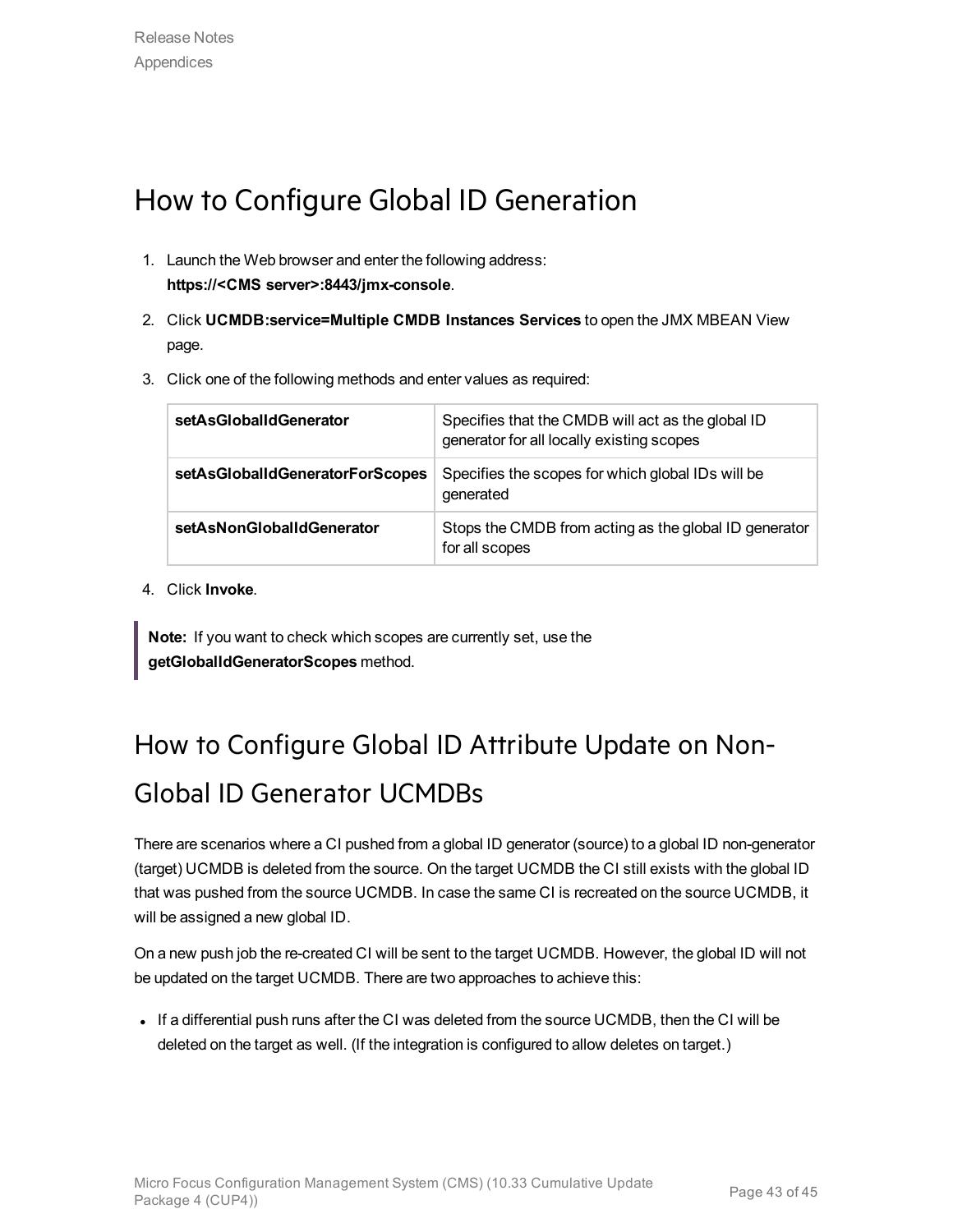# How to Configure Global ID Generation

1. Launch the Web browser and enter the following address: **https://<CMS server>:8443/jmx-console**.
2. Click **UCMDB:service=Multiple CMDB Instances Services** to open the JMX MBEAN View page.
3. Click one of the following methods and enter values as required:

| | |
|---|---|
| **setAsGlobalIdGenerator** | Specifies that the CMDB will act as the global ID generator for all locally existing scopes |
| **setAsGlobalIdGeneratorForScopes** | Specifies the scopes for which global IDs will be generated |
| **setAsNonGlobalIdGenerator** | Stops the CMDB from acting as the global ID generator for all scopes |

4. Click **Invoke**.

> **Note:** If you want to check which scopes are currently set, use the **getGlobalIdGeneratorScopes** method.

# How to Configure Global ID Attribute Update on Non-Global ID Generator UCMDBs

There are scenarios where a CI pushed from a global ID generator (source) to a global ID non-generator (target) UCMDB is deleted from the source. On the target UCMDB the CI still exists with the global ID that was pushed from the source UCMDB. In case the same CI is recreated on the source UCMDB, it will be assigned a new global ID.

On a new push job the re-created CI will be sent to the target UCMDB. However, the global ID will not be updated on the target UCMDB. There are two approaches to achieve this:

- If a differential push runs after the CI was deleted from the source UCMDB, then the CI will be deleted on the target as well. (If the integration is configured to allow deletes on target.)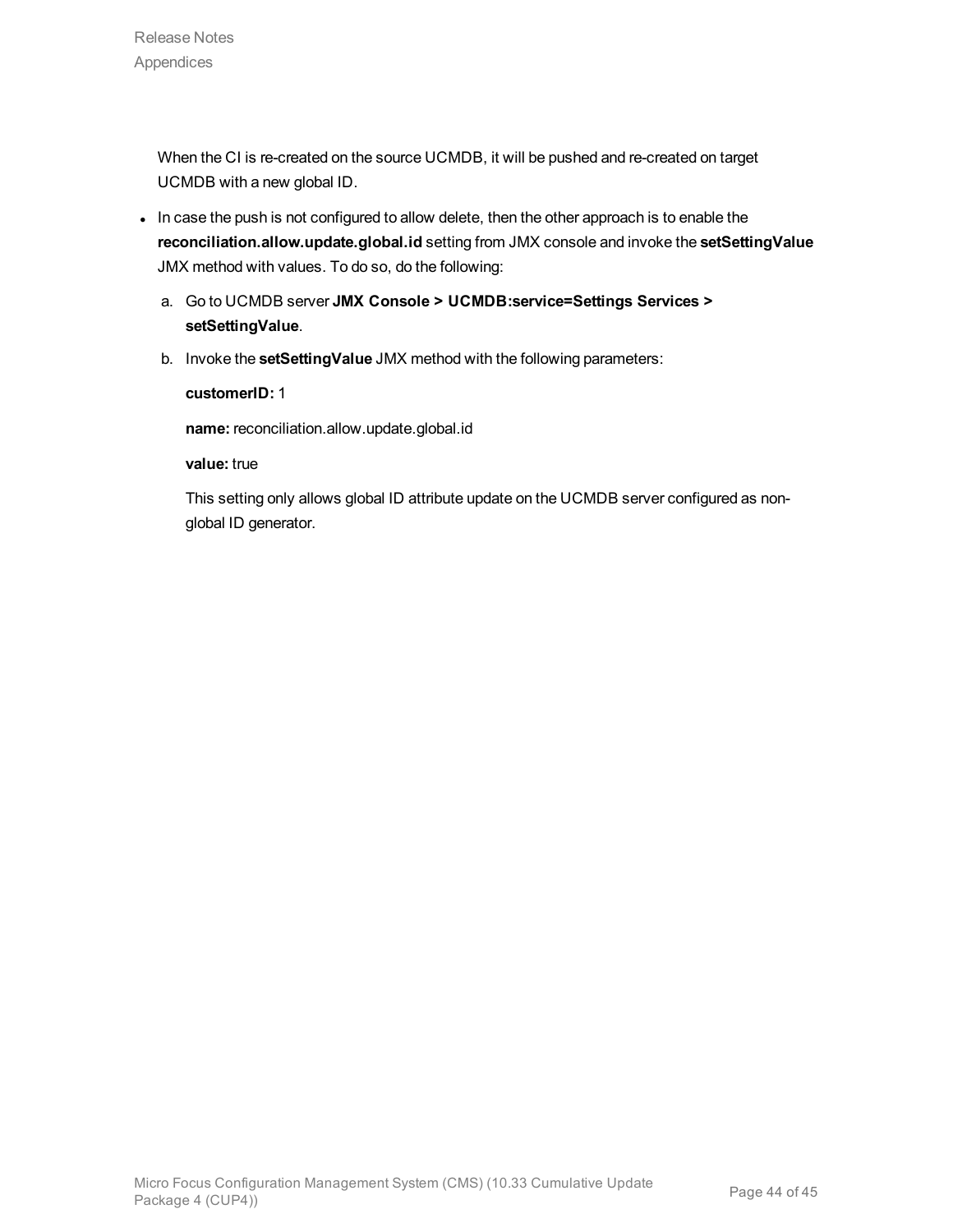When the CI is re-created on the source UCMDB, it will be pushed and re-created on target UCMDB with a new global ID.

- In case the push is not configured to allow delete, then the other approach is to enable the **reconciliation.allow.update.global.id** setting from JMX console and invoke the **setSettingValue** JMX method with values. To do so, do the following:

  a. Go to UCMDB server **JMX Console > UCMDB:service=Settings Services > setSettingValue**.

  b. Invoke the **setSettingValue** JMX method with the following parameters:

     **customerID:** 1

     **name:** reconciliation.allow.update.global.id

     **value:** true

     This setting only allows global ID attribute update on the UCMDB server configured as non-global ID generator.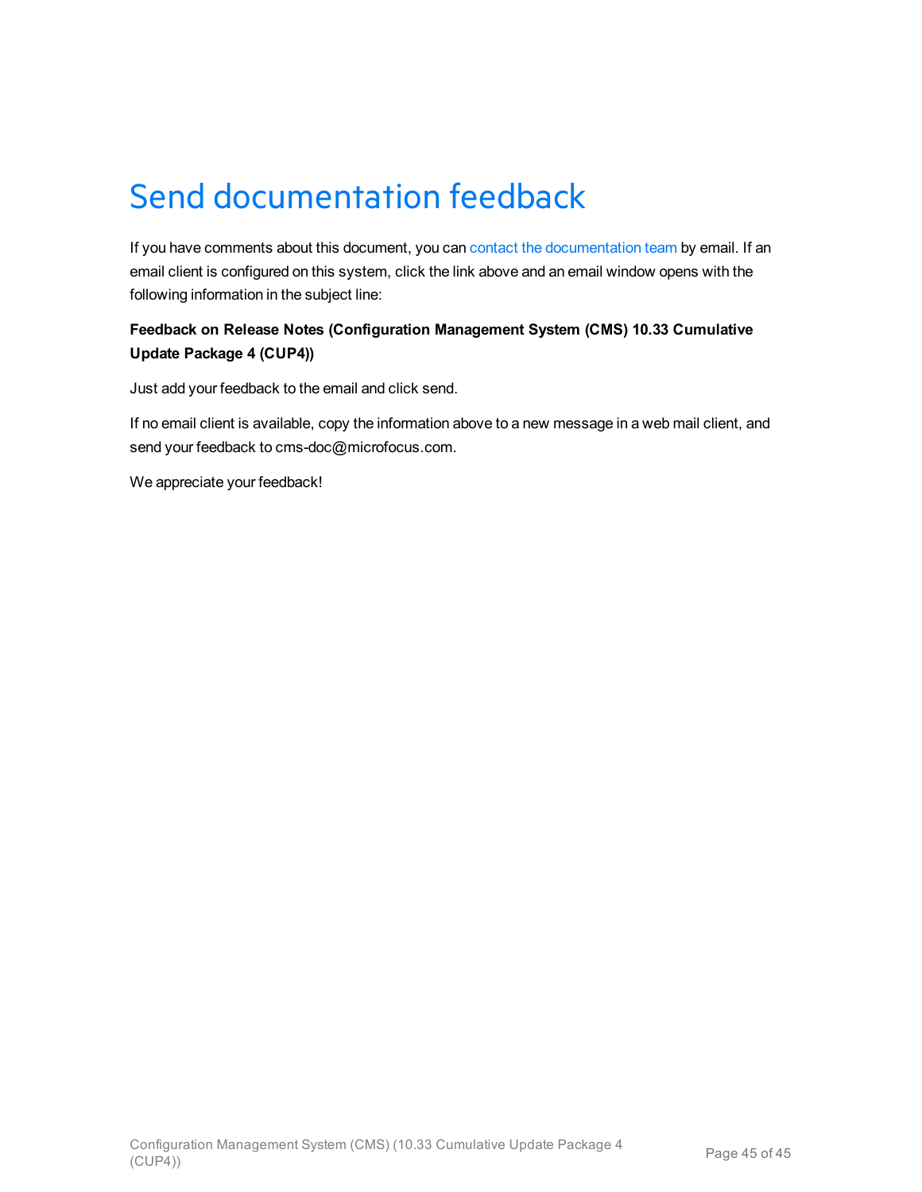# Send documentation feedback

If you have comments about this document, you can contact the documentation team by email. If an email client is configured on this system, click the link above and an email window opens with the following information in the subject line:

**Feedback on Release Notes (Configuration Management System (CMS) 10.33 Cumulative Update Package 4 (CUP4))**

Just add your feedback to the email and click send.

If no email client is available, copy the information above to a new message in a web mail client, and send your feedback to cms-doc@microfocus.com.

We appreciate your feedback!